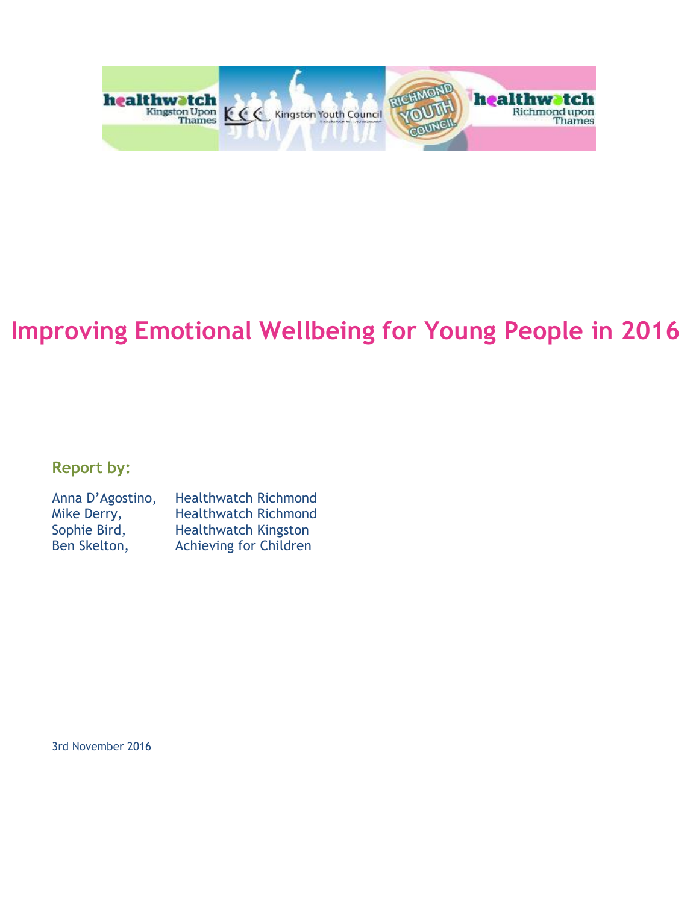# Improving Emotional Wellbeing for Young People in 2016

**Report by:**

| | |
|---|---|
| Anna D'Agostino, | Healthwatch Richmond |
| Mike Derry, | Healthwatch Richmond |
| Sophie Bird, | Healthwatch Kingston |
| Ben Skelton, | Achieving for Children |

3rd November 2016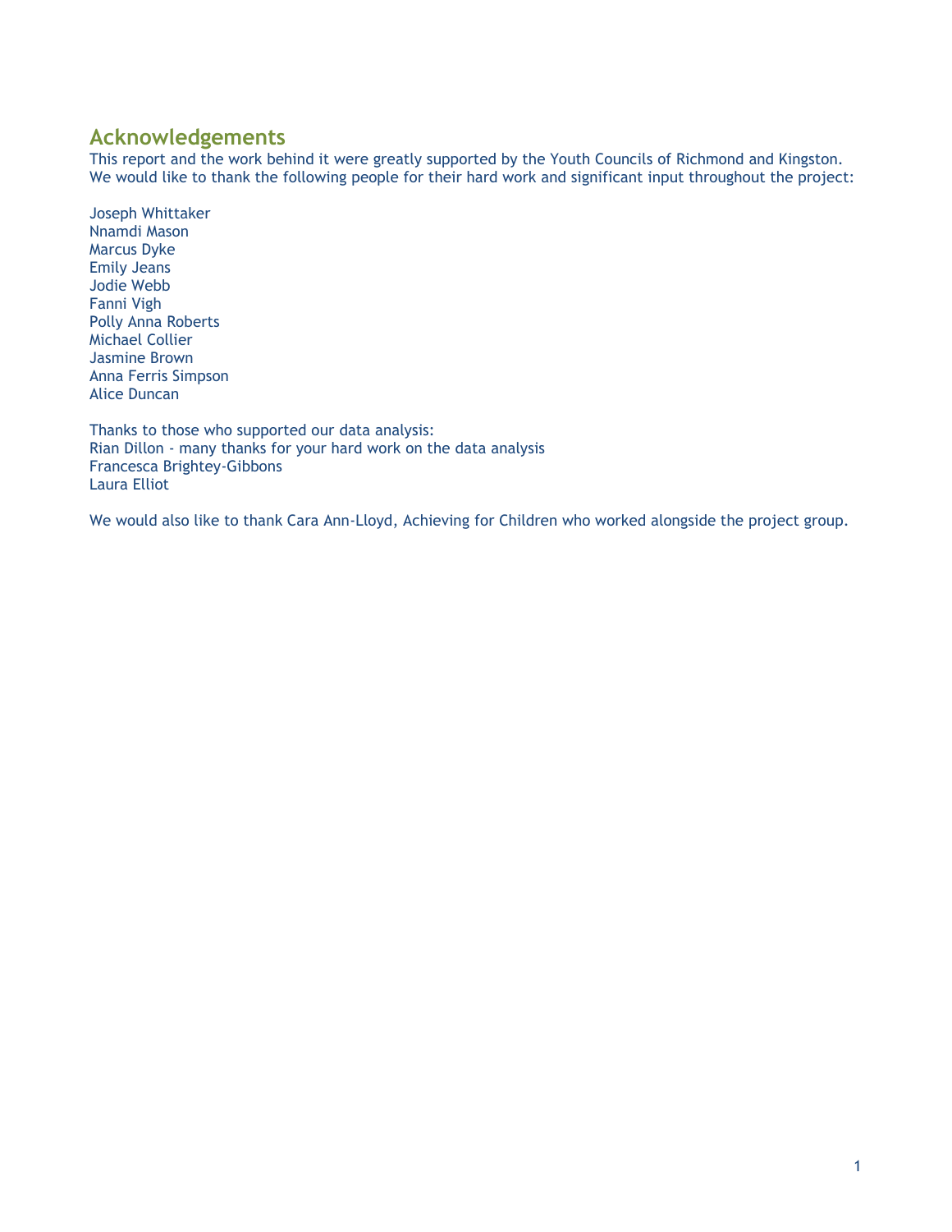## Acknowledgements

This report and the work behind it were greatly supported by the Youth Councils of Richmond and Kingston. We would like to thank the following people for their hard work and significant input throughout the project:

Joseph Whittaker
Nnamdi Mason
Marcus Dyke
Emily Jeans
Jodie Webb
Fanni Vigh
Polly Anna Roberts
Michael Collier
Jasmine Brown
Anna Ferris Simpson
Alice Duncan

Thanks to those who supported our data analysis:
Rian Dillon - many thanks for your hard work on the data analysis
Francesca Brightey-Gibbons
Laura Elliot

We would also like to thank Cara Ann-Lloyd, Achieving for Children who worked alongside the project group.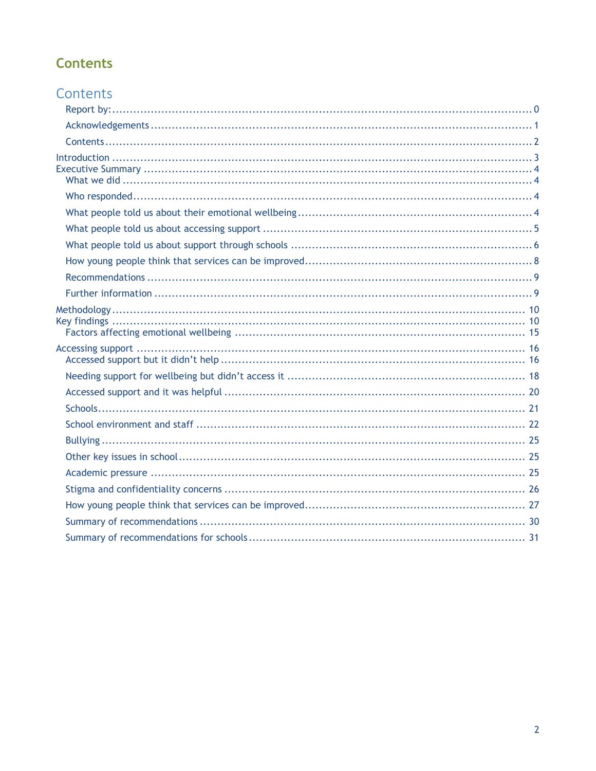## Contents

# Contents

- Report by: ........ 0
- Acknowledgements ........ 1
- Contents ........ 2

Introduction ........ 3

Executive Summary ........ 4

- What we did ........ 4
- Who responded ........ 4
- What people told us about their emotional wellbeing ........ 4
- What people told us about accessing support ........ 5
- What people told us about support through schools ........ 6
- How young people think that services can be improved ........ 8
- Recommendations ........ 9
- Further information ........ 9

Methodology ........ 10

Key findings ........ 10

- Factors affecting emotional wellbeing ........ 15

Accessing support ........ 16

- Accessed support but it didn't help ........ 16
- Needing support for wellbeing but didn't access it ........ 18
- Accessed support and it was helpful ........ 20
- Schools ........ 21
- School environment and staff ........ 22
- Bullying ........ 25
- Other key issues in school ........ 25
- Academic pressure ........ 25
- Stigma and confidentiality concerns ........ 26
- How young people think that services can be improved ........ 27
- Summary of recommendations ........ 30
- Summary of recommendations for schools ........ 31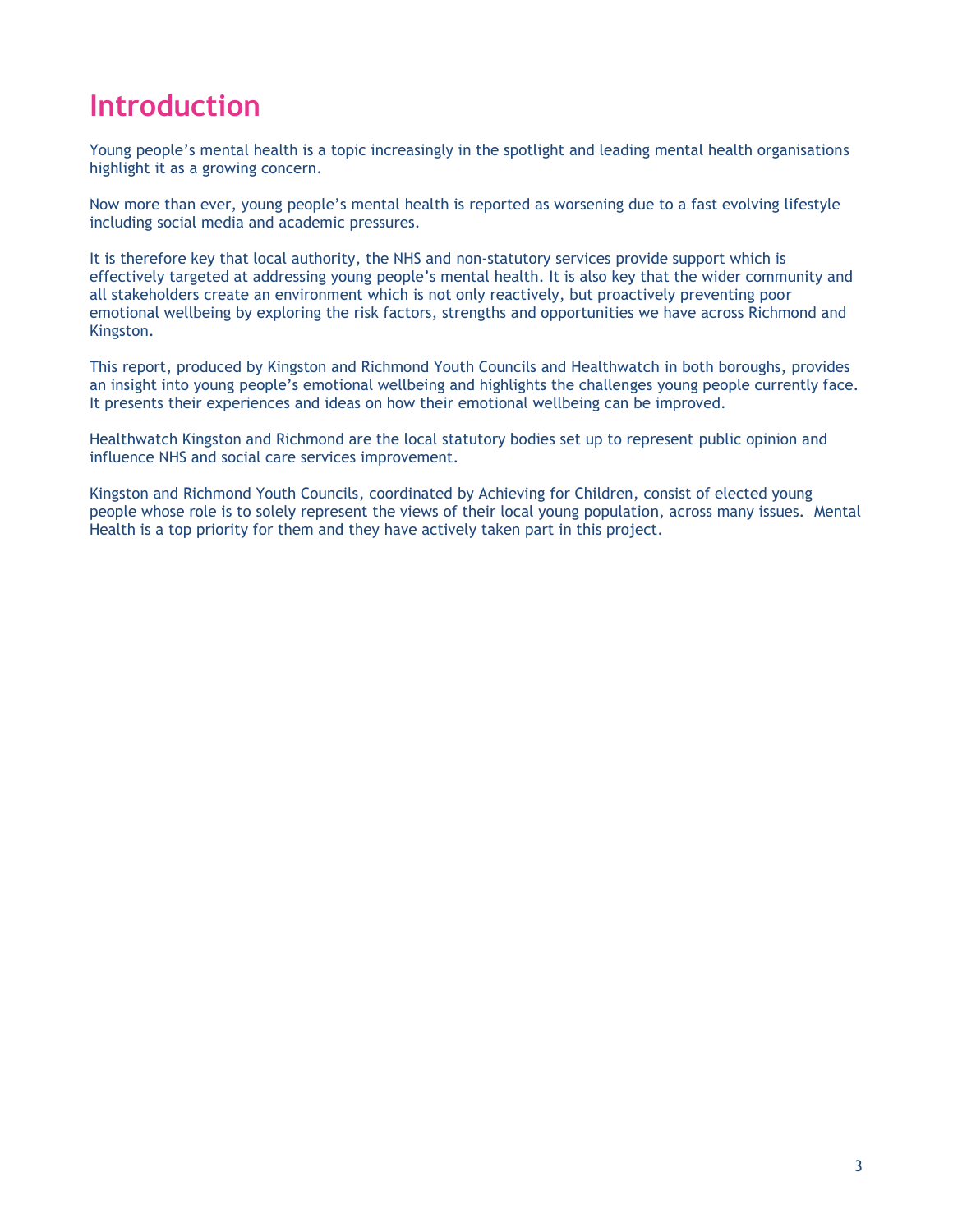# Introduction

Young people's mental health is a topic increasingly in the spotlight and leading mental health organisations highlight it as a growing concern.

Now more than ever, young people's mental health is reported as worsening due to a fast evolving lifestyle including social media and academic pressures.

It is therefore key that local authority, the NHS and non-statutory services provide support which is effectively targeted at addressing young people's mental health. It is also key that the wider community and all stakeholders create an environment which is not only reactively, but proactively preventing poor emotional wellbeing by exploring the risk factors, strengths and opportunities we have across Richmond and Kingston.

This report, produced by Kingston and Richmond Youth Councils and Healthwatch in both boroughs, provides an insight into young people's emotional wellbeing and highlights the challenges young people currently face. It presents their experiences and ideas on how their emotional wellbeing can be improved.

Healthwatch Kingston and Richmond are the local statutory bodies set up to represent public opinion and influence NHS and social care services improvement.

Kingston and Richmond Youth Councils, coordinated by Achieving for Children, consist of elected young people whose role is to solely represent the views of their local young population, across many issues. Mental Health is a top priority for them and they have actively taken part in this project.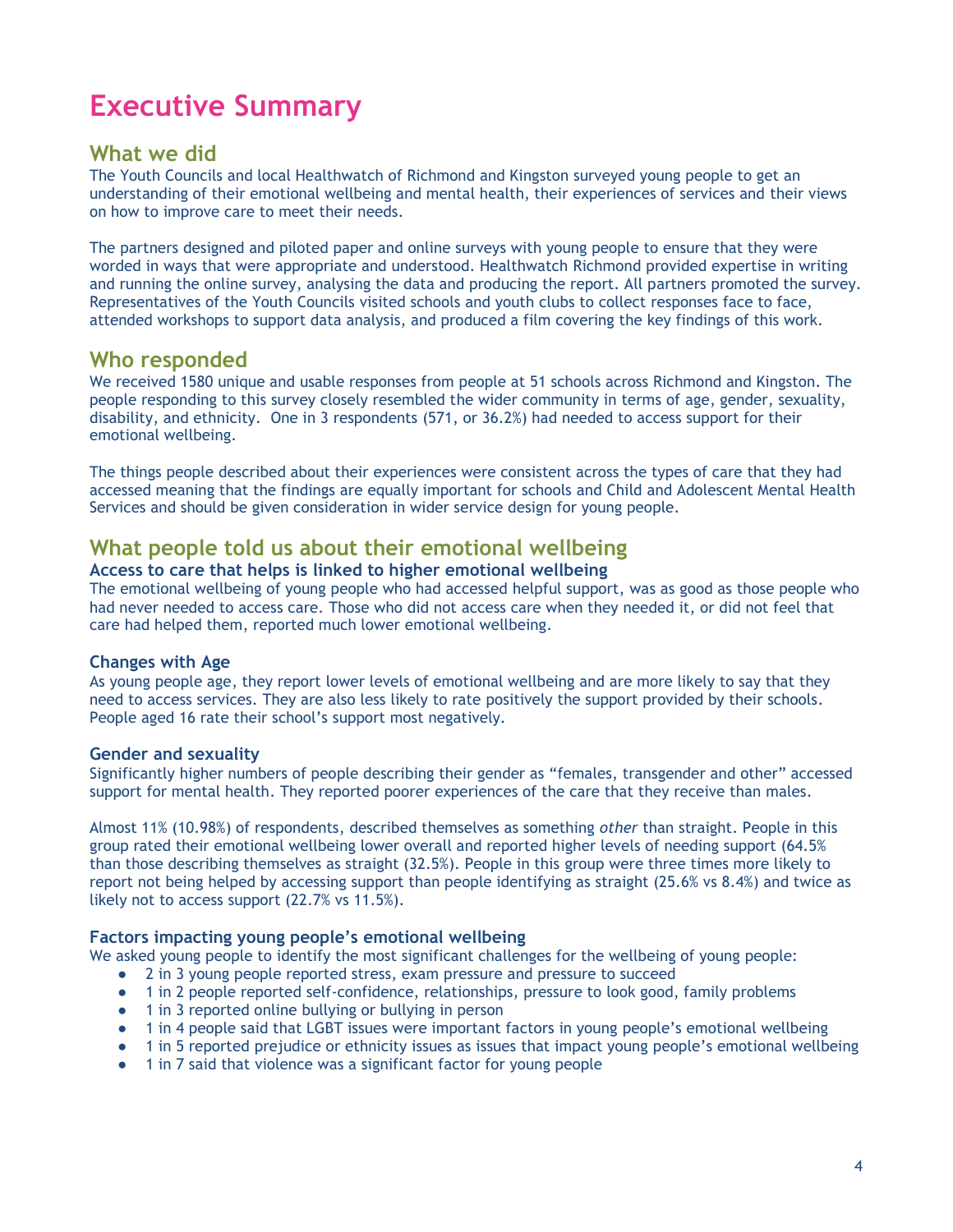# Executive Summary

## What we did

The Youth Councils and local Healthwatch of Richmond and Kingston surveyed young people to get an understanding of their emotional wellbeing and mental health, their experiences of services and their views on how to improve care to meet their needs.

The partners designed and piloted paper and online surveys with young people to ensure that they were worded in ways that were appropriate and understood. Healthwatch Richmond provided expertise in writing and running the online survey, analysing the data and producing the report. All partners promoted the survey. Representatives of the Youth Councils visited schools and youth clubs to collect responses face to face, attended workshops to support data analysis, and produced a film covering the key findings of this work.

## Who responded

We received 1580 unique and usable responses from people at 51 schools across Richmond and Kingston. The people responding to this survey closely resembled the wider community in terms of age, gender, sexuality, disability, and ethnicity. One in 3 respondents (571, or 36.2%) had needed to access support for their emotional wellbeing.

The things people described about their experiences were consistent across the types of care that they had accessed meaning that the findings are equally important for schools and Child and Adolescent Mental Health Services and should be given consideration in wider service design for young people.

## What people told us about their emotional wellbeing

### Access to care that helps is linked to higher emotional wellbeing

The emotional wellbeing of young people who had accessed helpful support, was as good as those people who had never needed to access care. Those who did not access care when they needed it, or did not feel that care had helped them, reported much lower emotional wellbeing.

### Changes with Age

As young people age, they report lower levels of emotional wellbeing and are more likely to say that they need to access services. They are also less likely to rate positively the support provided by their schools. People aged 16 rate their school's support most negatively.

### Gender and sexuality

Significantly higher numbers of people describing their gender as "females, transgender and other" accessed support for mental health. They reported poorer experiences of the care that they receive than males.

Almost 11% (10.98%) of respondents, described themselves as something *other* than straight. People in this group rated their emotional wellbeing lower overall and reported higher levels of needing support (64.5% than those describing themselves as straight (32.5%). People in this group were three times more likely to report not being helped by accessing support than people identifying as straight (25.6% vs 8.4%) and twice as likely not to access support (22.7% vs 11.5%).

### Factors impacting young people's emotional wellbeing

We asked young people to identify the most significant challenges for the wellbeing of young people:

- 2 in 3 young people reported stress, exam pressure and pressure to succeed
- 1 in 2 people reported self-confidence, relationships, pressure to look good, family problems
- 1 in 3 reported online bullying or bullying in person
- 1 in 4 people said that LGBT issues were important factors in young people's emotional wellbeing
- 1 in 5 reported prejudice or ethnicity issues as issues that impact young people's emotional wellbeing
- 1 in 7 said that violence was a significant factor for young people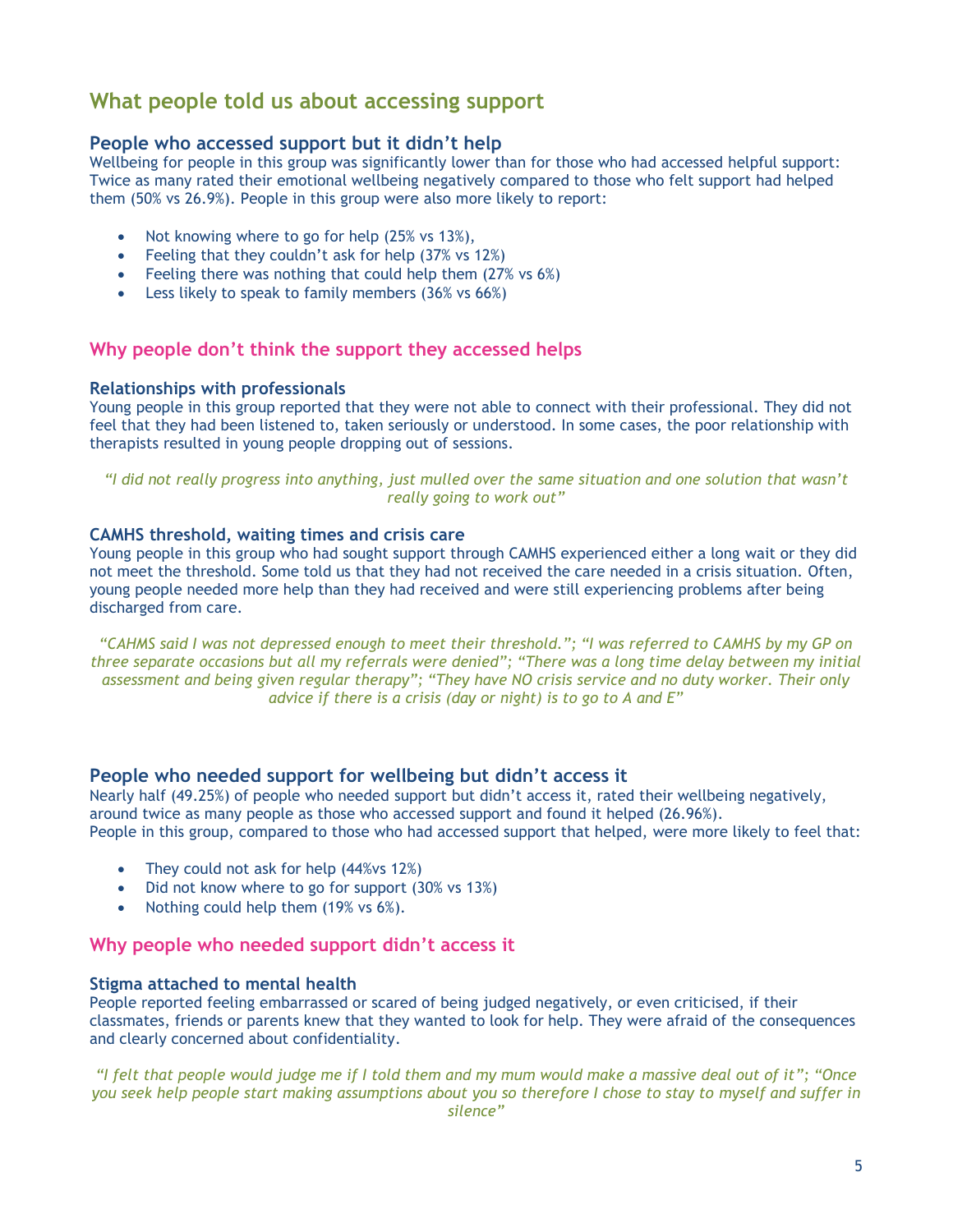## What people told us about accessing support

### People who accessed support but it didn't help

Wellbeing for people in this group was significantly lower than for those who had accessed helpful support: Twice as many rated their emotional wellbeing negatively compared to those who felt support had helped them (50% vs 26.9%). People in this group were also more likely to report:

- Not knowing where to go for help (25% vs 13%),
- Feeling that they couldn't ask for help (37% vs 12%)
- Feeling there was nothing that could help them (27% vs 6%)
- Less likely to speak to family members (36% vs 66%)

### Why people don't think the support they accessed helps

**Relationships with professionals**

Young people in this group reported that they were not able to connect with their professional. They did not feel that they had been listened to, taken seriously or understood. In some cases, the poor relationship with therapists resulted in young people dropping out of sessions.

*"I did not really progress into anything, just mulled over the same situation and one solution that wasn't really going to work out"*

**CAMHS threshold, waiting times and crisis care**

Young people in this group who had sought support through CAMHS experienced either a long wait or they did not meet the threshold. Some told us that they had not received the care needed in a crisis situation. Often, young people needed more help than they had received and were still experiencing problems after being discharged from care.

*"CAHMS said I was not depressed enough to meet their threshold."; "I was referred to CAMHS by my GP on three separate occasions but all my referrals were denied"; "There was a long time delay between my initial assessment and being given regular therapy"; "They have NO crisis service and no duty worker. Their only advice if there is a crisis (day or night) is to go to A and E"*

### People who needed support for wellbeing but didn't access it

Nearly half (49.25%) of people who needed support but didn't access it, rated their wellbeing negatively, around twice as many people as those who accessed support and found it helped (26.96%).
People in this group, compared to those who had accessed support that helped, were more likely to feel that:

- They could not ask for help (44%vs 12%)
- Did not know where to go for support (30% vs 13%)
- Nothing could help them (19% vs 6%).

### Why people who needed support didn't access it

**Stigma attached to mental health**

People reported feeling embarrassed or scared of being judged negatively, or even criticised, if their classmates, friends or parents knew that they wanted to look for help. They were afraid of the consequences and clearly concerned about confidentiality.

*"I felt that people would judge me if I told them and my mum would make a massive deal out of it"; "Once you seek help people start making assumptions about you so therefore I chose to stay to myself and suffer in silence"*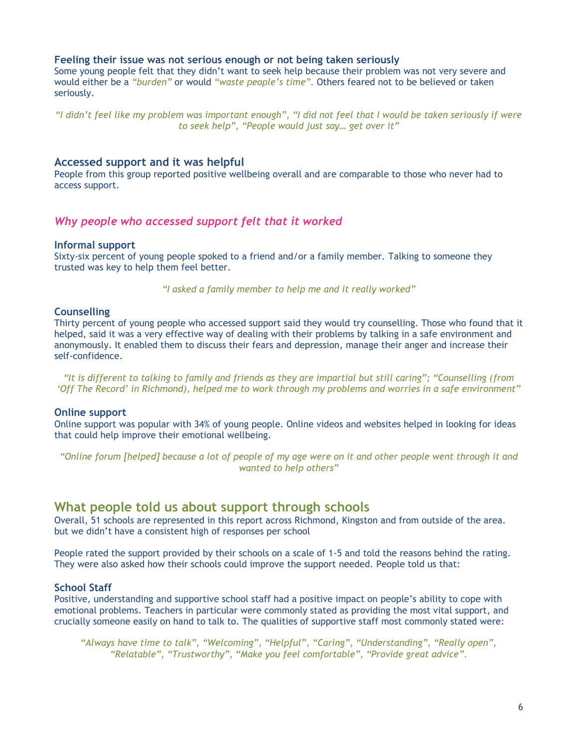### Feeling their issue was not serious enough or not being taken seriously

Some young people felt that they didn't want to seek help because their problem was not very severe and would either be a *"burden"* or would *"waste people's time"*. Others feared not to be believed or taken seriously.

*"I didn't feel like my problem was important enough", "I did not feel that I would be taken seriously if were to seek help", "People would just say… get over it"*

### Accessed support and it was helpful

People from this group reported positive wellbeing overall and are comparable to those who never had to access support.

## *Why people who accessed support felt that it worked*

### Informal support

Sixty-six percent of young people spoked to a friend and/or a family member. Talking to someone they trusted was key to help them feel better.

*"I asked a family member to help me and it really worked"*

### Counselling

Thirty percent of young people who accessed support said they would try counselling. Those who found that it helped, said it was a very effective way of dealing with their problems by talking in a safe environment and anonymously. It enabled them to discuss their fears and depression, manage their anger and increase their self-confidence.

*"It is different to talking to family and friends as they are impartial but still caring"; "Counselling (from 'Off The Record' in Richmond), helped me to work through my problems and worries in a safe environment"*

### Online support

Online support was popular with 34% of young people. Online videos and websites helped in looking for ideas that could help improve their emotional wellbeing.

*"Online forum [helped] because a lot of people of my age were on it and other people went through it and wanted to help others"*

## What people told us about support through schools

Overall, 51 schools are represented in this report across Richmond, Kingston and from outside of the area. but we didn't have a consistent high of responses per school

People rated the support provided by their schools on a scale of 1-5 and told the reasons behind the rating. They were also asked how their schools could improve the support needed. People told us that:

### School Staff

Positive, understanding and supportive school staff had a positive impact on people's ability to cope with emotional problems. Teachers in particular were commonly stated as providing the most vital support, and crucially someone easily on hand to talk to. The qualities of supportive staff most commonly stated were:

*"Always have time to talk", "Welcoming", "Helpful", "Caring", "Understanding", "Really open", "Relatable", "Trustworthy", "Make you feel comfortable", "Provide great advice".*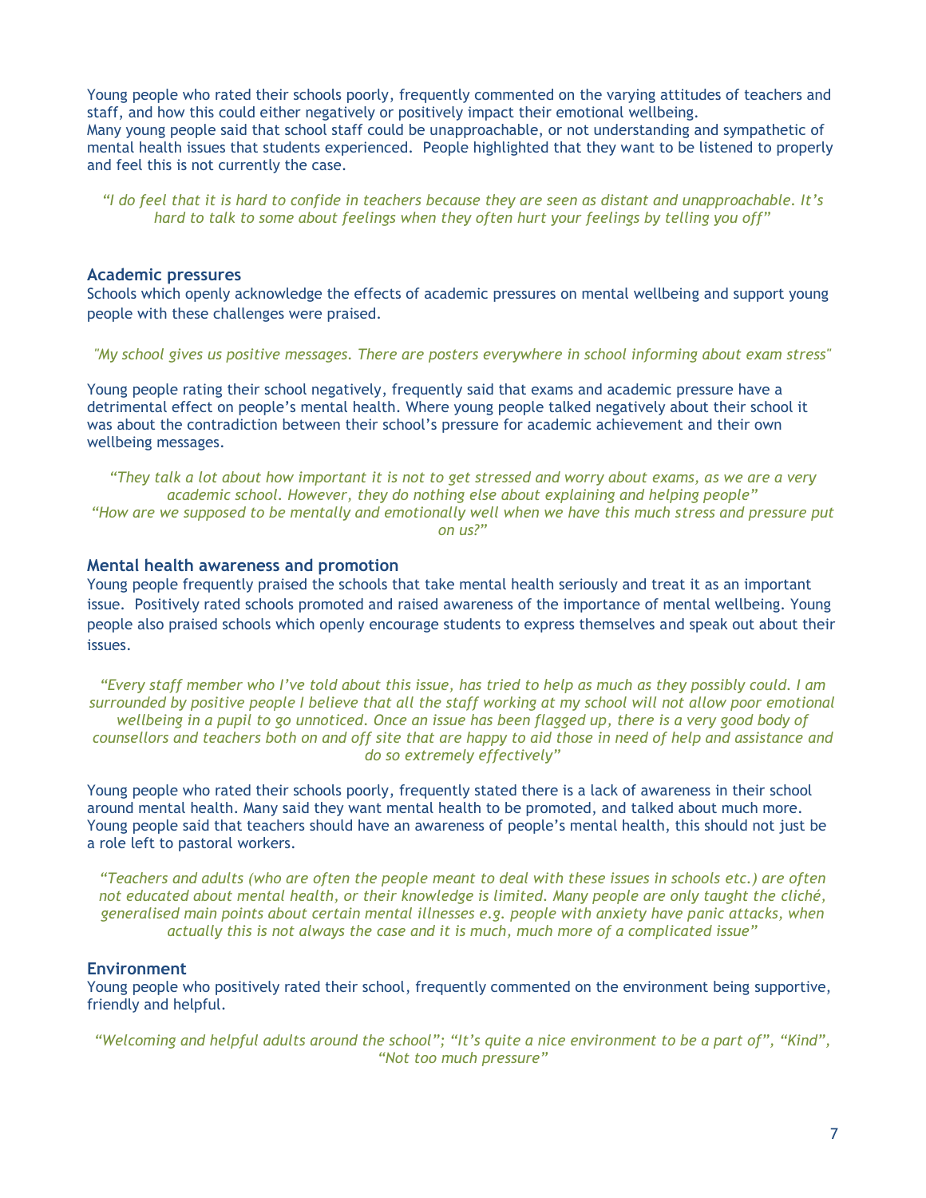Young people who rated their schools poorly, frequently commented on the varying attitudes of teachers and staff, and how this could either negatively or positively impact their emotional wellbeing.
Many young people said that school staff could be unapproachable, or not understanding and sympathetic of mental health issues that students experienced. People highlighted that they want to be listened to properly and feel this is not currently the case.

*"I do feel that it is hard to confide in teachers because they are seen as distant and unapproachable. It's hard to talk to some about feelings when they often hurt your feelings by telling you off"*

### Academic pressures

Schools which openly acknowledge the effects of academic pressures on mental wellbeing and support young people with these challenges were praised.

*"My school gives us positive messages. There are posters everywhere in school informing about exam stress"*

Young people rating their school negatively, frequently said that exams and academic pressure have a detrimental effect on people's mental health. Where young people talked negatively about their school it was about the contradiction between their school's pressure for academic achievement and their own wellbeing messages.

*"They talk a lot about how important it is not to get stressed and worry about exams, as we are a very academic school. However, they do nothing else about explaining and helping people"*
*"How are we supposed to be mentally and emotionally well when we have this much stress and pressure put on us?"*

### Mental health awareness and promotion

Young people frequently praised the schools that take mental health seriously and treat it as an important issue. Positively rated schools promoted and raised awareness of the importance of mental wellbeing. Young people also praised schools which openly encourage students to express themselves and speak out about their issues.

*"Every staff member who I've told about this issue, has tried to help as much as they possibly could. I am surrounded by positive people I believe that all the staff working at my school will not allow poor emotional wellbeing in a pupil to go unnoticed. Once an issue has been flagged up, there is a very good body of counsellors and teachers both on and off site that are happy to aid those in need of help and assistance and do so extremely effectively"*

Young people who rated their schools poorly, frequently stated there is a lack of awareness in their school around mental health. Many said they want mental health to be promoted, and talked about much more. Young people said that teachers should have an awareness of people's mental health, this should not just be a role left to pastoral workers.

*"Teachers and adults (who are often the people meant to deal with these issues in schools etc.) are often not educated about mental health, or their knowledge is limited. Many people are only taught the cliché, generalised main points about certain mental illnesses e.g. people with anxiety have panic attacks, when actually this is not always the case and it is much, much more of a complicated issue"*

### Environment

Young people who positively rated their school, frequently commented on the environment being supportive, friendly and helpful.

*"Welcoming and helpful adults around the school"; "It's quite a nice environment to be a part of", "Kind", "Not too much pressure"*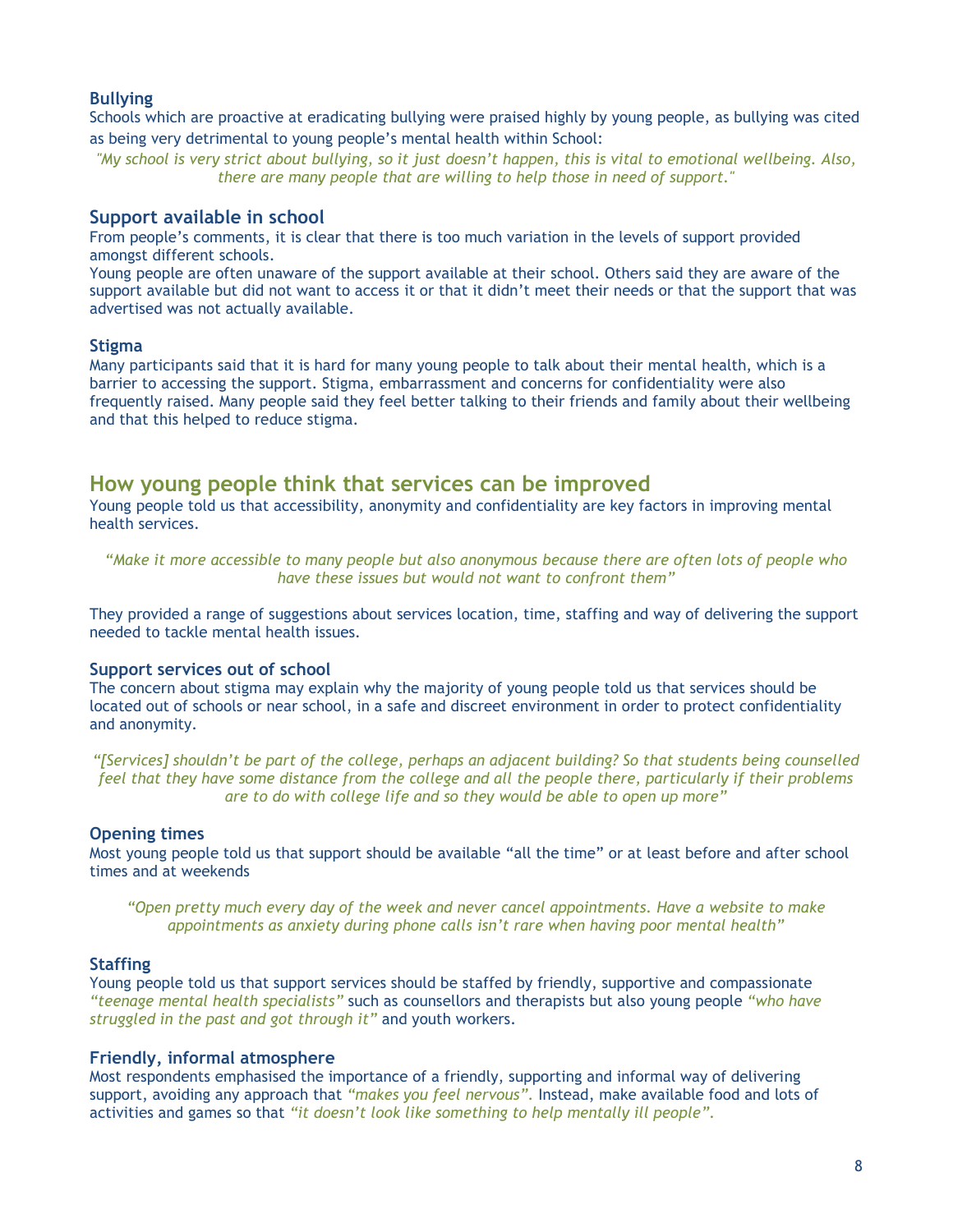### Bullying

Schools which are proactive at eradicating bullying were praised highly by young people, as bullying was cited as being very detrimental to young people's mental health within School:

*"My school is very strict about bullying, so it just doesn't happen, this is vital to emotional wellbeing. Also, there are many people that are willing to help those in need of support."*

### Support available in school

From people's comments, it is clear that there is too much variation in the levels of support provided amongst different schools.

Young people are often unaware of the support available at their school. Others said they are aware of the support available but did not want to access it or that it didn't meet their needs or that the support that was advertised was not actually available.

### Stigma

Many participants said that it is hard for many young people to talk about their mental health, which is a barrier to accessing the support. Stigma, embarrassment and concerns for confidentiality were also frequently raised. Many people said they feel better talking to their friends and family about their wellbeing and that this helped to reduce stigma.

## How young people think that services can be improved

Young people told us that accessibility, anonymity and confidentiality are key factors in improving mental health services.

*"Make it more accessible to many people but also anonymous because there are often lots of people who have these issues but would not want to confront them"*

They provided a range of suggestions about services location, time, staffing and way of delivering the support needed to tackle mental health issues.

### Support services out of school

The concern about stigma may explain why the majority of young people told us that services should be located out of schools or near school, in a safe and discreet environment in order to protect confidentiality and anonymity.

*"[Services] shouldn't be part of the college, perhaps an adjacent building? So that students being counselled feel that they have some distance from the college and all the people there, particularly if their problems are to do with college life and so they would be able to open up more"*

### Opening times

Most young people told us that support should be available "all the time" or at least before and after school times and at weekends

*"Open pretty much every day of the week and never cancel appointments. Have a website to make appointments as anxiety during phone calls isn't rare when having poor mental health"*

### Staffing

Young people told us that support services should be staffed by friendly, supportive and compassionate *"teenage mental health specialists"* such as counsellors and therapists but also young people *"who have struggled in the past and got through it"* and youth workers.

### Friendly, informal atmosphere

Most respondents emphasised the importance of a friendly, supporting and informal way of delivering support, avoiding any approach that *"makes you feel nervous".* Instead, make available food and lots of activities and games so that *"it doesn't look like something to help mentally ill people".*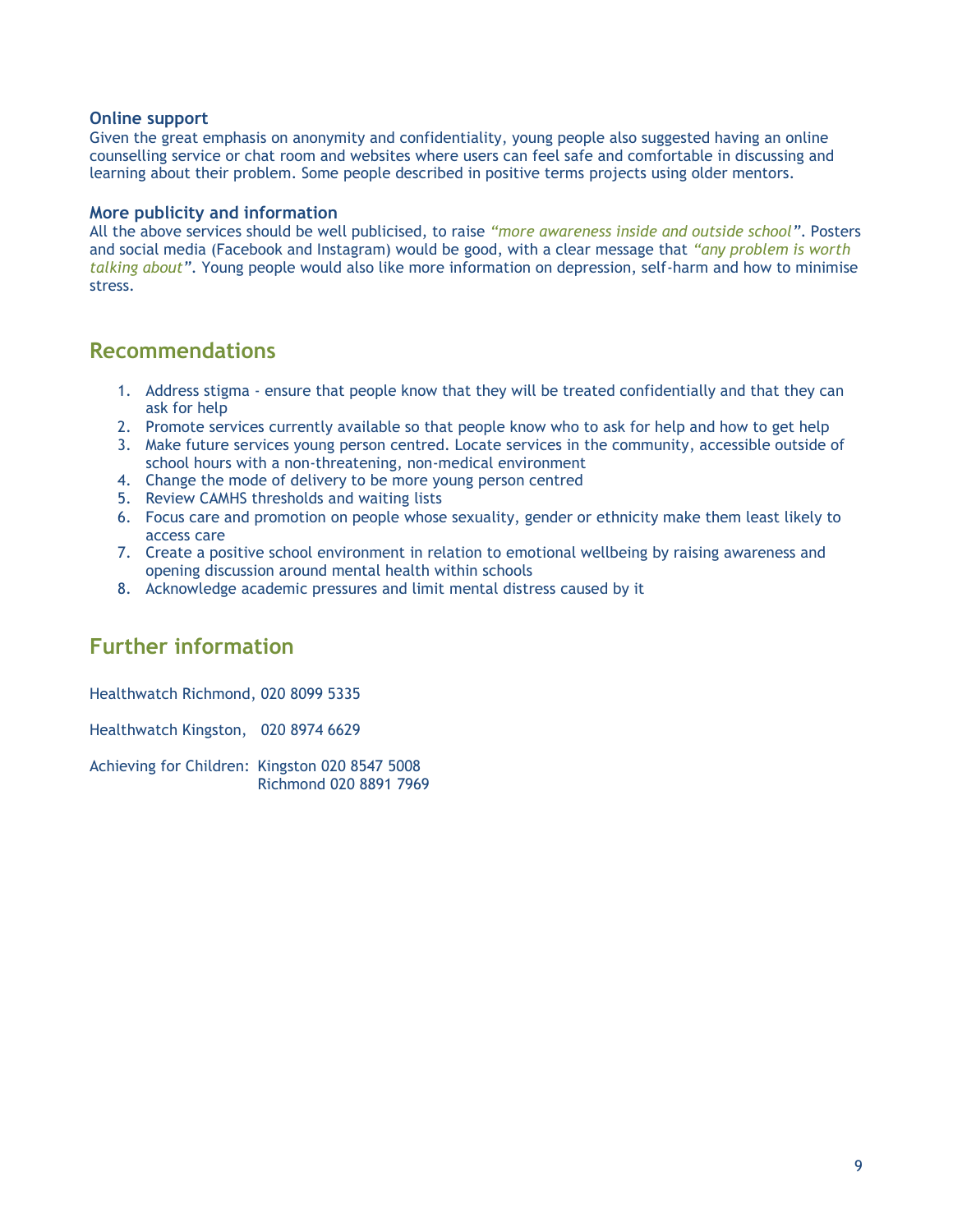### Online support

Given the great emphasis on anonymity and confidentiality, young people also suggested having an online counselling service or chat room and websites where users can feel safe and comfortable in discussing and learning about their problem. Some people described in positive terms projects using older mentors.

### More publicity and information

All the above services should be well publicised, to raise *"more awareness inside and outside school"*. Posters and social media (Facebook and Instagram) would be good, with a clear message that *"any problem is worth talking about"*. Young people would also like more information on depression, self-harm and how to minimise stress.

## Recommendations

1. Address stigma - ensure that people know that they will be treated confidentially and that they can ask for help
2. Promote services currently available so that people know who to ask for help and how to get help
3. Make future services young person centred. Locate services in the community, accessible outside of school hours with a non-threatening, non-medical environment
4. Change the mode of delivery to be more young person centred
5. Review CAMHS thresholds and waiting lists
6. Focus care and promotion on people whose sexuality, gender or ethnicity make them least likely to access care
7. Create a positive school environment in relation to emotional wellbeing by raising awareness and opening discussion around mental health within schools
8. Acknowledge academic pressures and limit mental distress caused by it

## Further information

Healthwatch Richmond, 020 8099 5335

Healthwatch Kingston, 020 8974 6629

Achieving for Children: Kingston 020 8547 5008
Richmond 020 8891 7969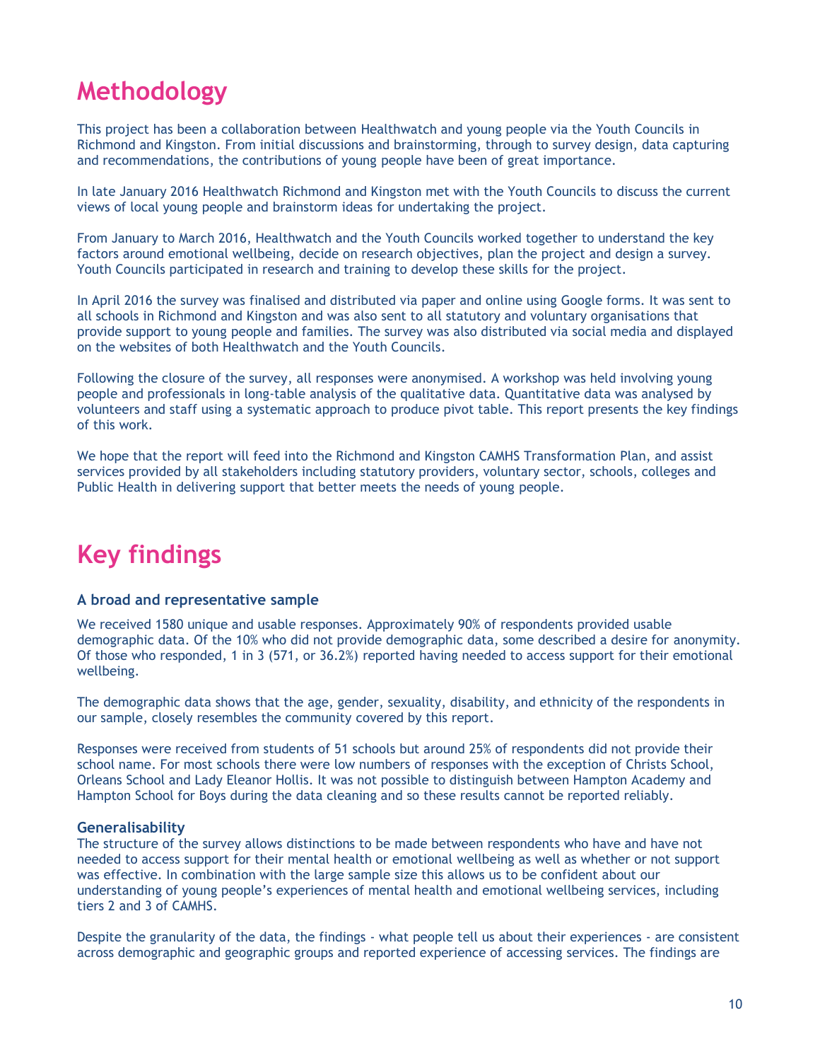# Methodology

This project has been a collaboration between Healthwatch and young people via the Youth Councils in Richmond and Kingston. From initial discussions and brainstorming, through to survey design, data capturing and recommendations, the contributions of young people have been of great importance.

In late January 2016 Healthwatch Richmond and Kingston met with the Youth Councils to discuss the current views of local young people and brainstorm ideas for undertaking the project.

From January to March 2016, Healthwatch and the Youth Councils worked together to understand the key factors around emotional wellbeing, decide on research objectives, plan the project and design a survey. Youth Councils participated in research and training to develop these skills for the project.

In April 2016 the survey was finalised and distributed via paper and online using Google forms. It was sent to all schools in Richmond and Kingston and was also sent to all statutory and voluntary organisations that provide support to young people and families. The survey was also distributed via social media and displayed on the websites of both Healthwatch and the Youth Councils.

Following the closure of the survey, all responses were anonymised. A workshop was held involving young people and professionals in long-table analysis of the qualitative data. Quantitative data was analysed by volunteers and staff using a systematic approach to produce pivot table. This report presents the key findings of this work.

We hope that the report will feed into the Richmond and Kingston CAMHS Transformation Plan, and assist services provided by all stakeholders including statutory providers, voluntary sector, schools, colleges and Public Health in delivering support that better meets the needs of young people.

# Key findings

### A broad and representative sample

We received 1580 unique and usable responses. Approximately 90% of respondents provided usable demographic data. Of the 10% who did not provide demographic data, some described a desire for anonymity. Of those who responded, 1 in 3 (571, or 36.2%) reported having needed to access support for their emotional wellbeing.

The demographic data shows that the age, gender, sexuality, disability, and ethnicity of the respondents in our sample, closely resembles the community covered by this report.

Responses were received from students of 51 schools but around 25% of respondents did not provide their school name. For most schools there were low numbers of responses with the exception of Christs School, Orleans School and Lady Eleanor Hollis. It was not possible to distinguish between Hampton Academy and Hampton School for Boys during the data cleaning and so these results cannot be reported reliably.

### Generalisability

The structure of the survey allows distinctions to be made between respondents who have and have not needed to access support for their mental health or emotional wellbeing as well as whether or not support was effective. In combination with the large sample size this allows us to be confident about our understanding of young people's experiences of mental health and emotional wellbeing services, including tiers 2 and 3 of CAMHS.

Despite the granularity of the data, the findings - what people tell us about their experiences - are consistent across demographic and geographic groups and reported experience of accessing services. The findings are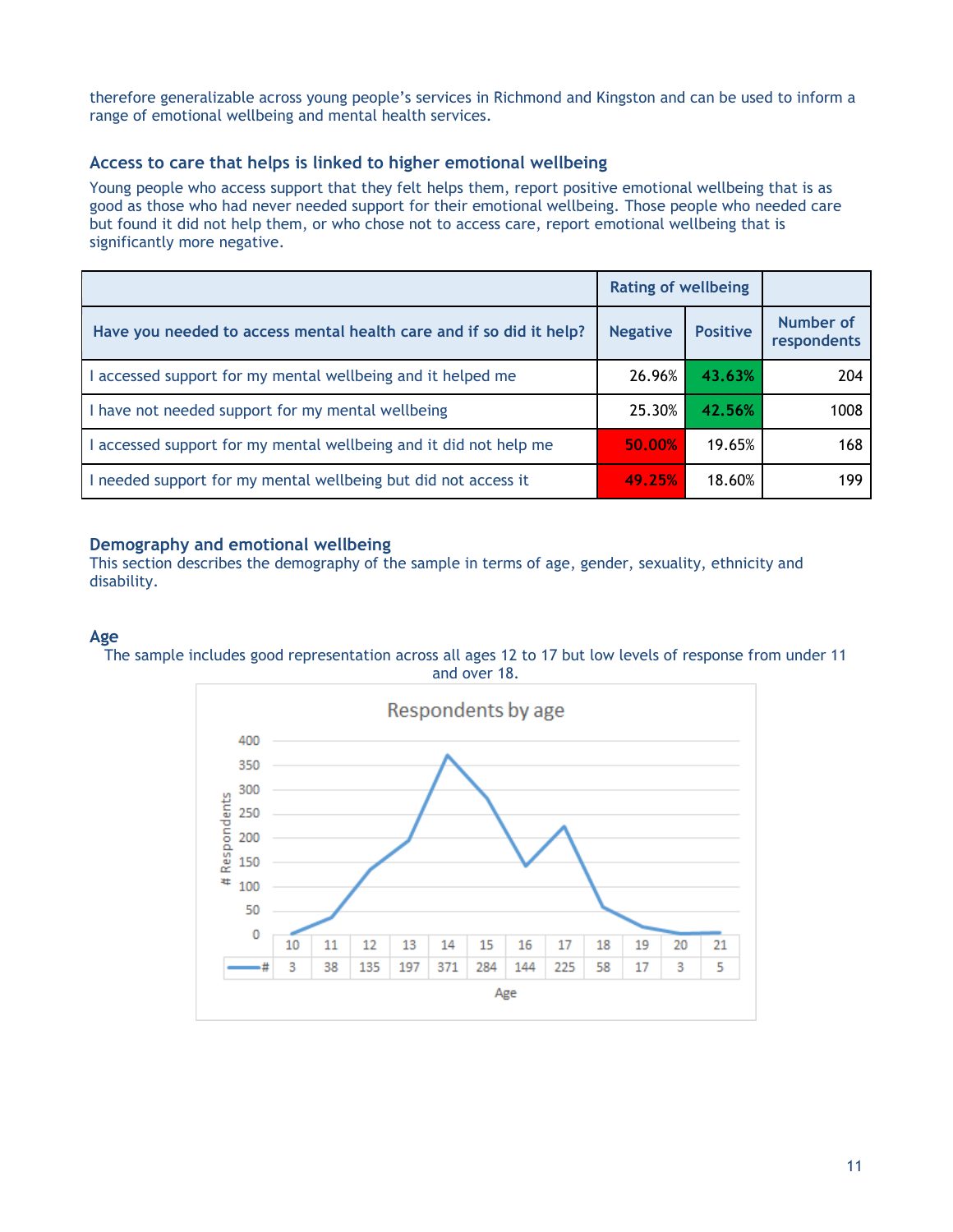therefore generalizable across young people's services in Richmond and Kingston and can be used to inform a range of emotional wellbeing and mental health services.

### Access to care that helps is linked to higher emotional wellbeing

Young people who access support that they felt helps them, report positive emotional wellbeing that is as good as those who had never needed support for their emotional wellbeing. Those people who needed care but found it did not help them, or who chose not to access care, report emotional wellbeing that is significantly more negative.

| | Rating of wellbeing | | |
|---|---|---|---|
| **Have you needed to access mental health care and if so did it help?** | **Negative** | **Positive** | **Number of respondents** |
| I accessed support for my mental wellbeing and it helped me | 26.96% | 43.63% | 204 |
| I have not needed support for my mental wellbeing | 25.30% | 42.56% | 1008 |
| I accessed support for my mental wellbeing and it did not help me | 50.00% | 19.65% | 168 |
| I needed support for my mental wellbeing but did not access it | 49.25% | 18.60% | 199 |

### Demography and emotional wellbeing

This section describes the demography of the sample in terms of age, gender, sexuality, ethnicity and disability.

### Age

The sample includes good representation across all ages 12 to 17 but low levels of response from under 11 and over 18.

**Respondents by age**

| Age | 10 | 11 | 12 | 13 | 14 | 15 | 16 | 17 | 18 | 19 | 20 | 21 |
|---|---|---|---|---|---|---|---|---|---|---|---|---|
| # | 3 | 38 | 135 | 197 | 371 | 284 | 144 | 225 | 58 | 17 | 3 | 5 |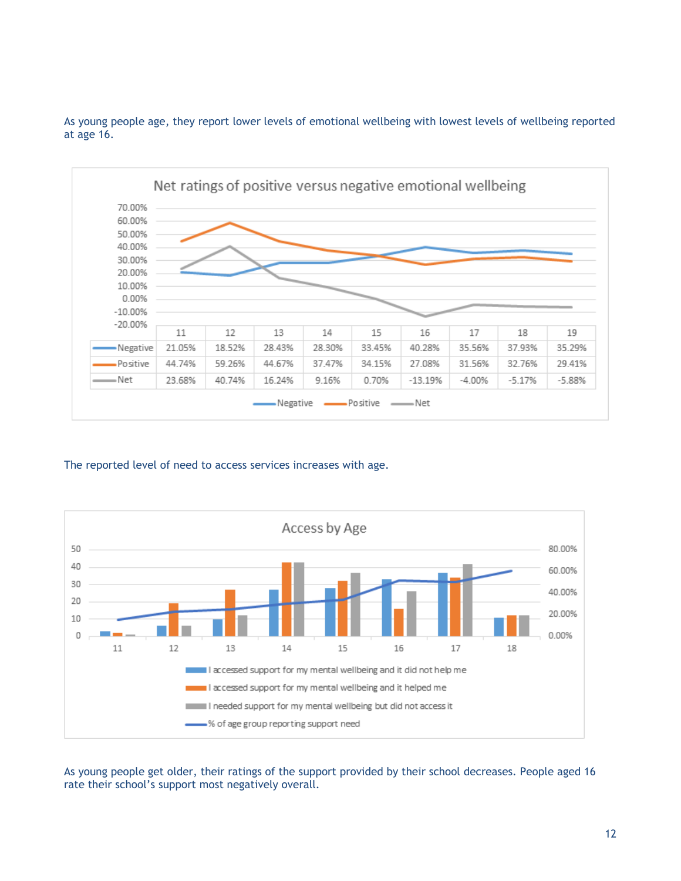As young people age, they report lower levels of emotional wellbeing with lowest levels of wellbeing reported at age 16.

**Net ratings of positive versus negative emotional wellbeing**

| | 11 | 12 | 13 | 14 | 15 | 16 | 17 | 18 | 19 |
|---|---|---|---|---|---|---|---|---|---|
| Negative | 21.05% | 18.52% | 28.43% | 28.30% | 33.45% | 40.28% | 35.56% | 37.93% | 35.29% |
| Positive | 44.74% | 59.26% | 44.67% | 37.47% | 34.15% | 27.08% | 31.56% | 32.76% | 29.41% |
| Net | 23.68% | 40.74% | 16.24% | 9.16% | 0.70% | -13.19% | -4.00% | -5.17% | -5.88% |

The reported level of need to access services increases with age.

**Access by Age**

Legend:
- I accessed support for my mental wellbeing and it did not help me
- I accessed support for my mental wellbeing and it helped me
- I needed support for my mental wellbeing but did not access it
- % of age group reporting support need

As young people get older, their ratings of the support provided by their school decreases. People aged 16 rate their school's support most negatively overall.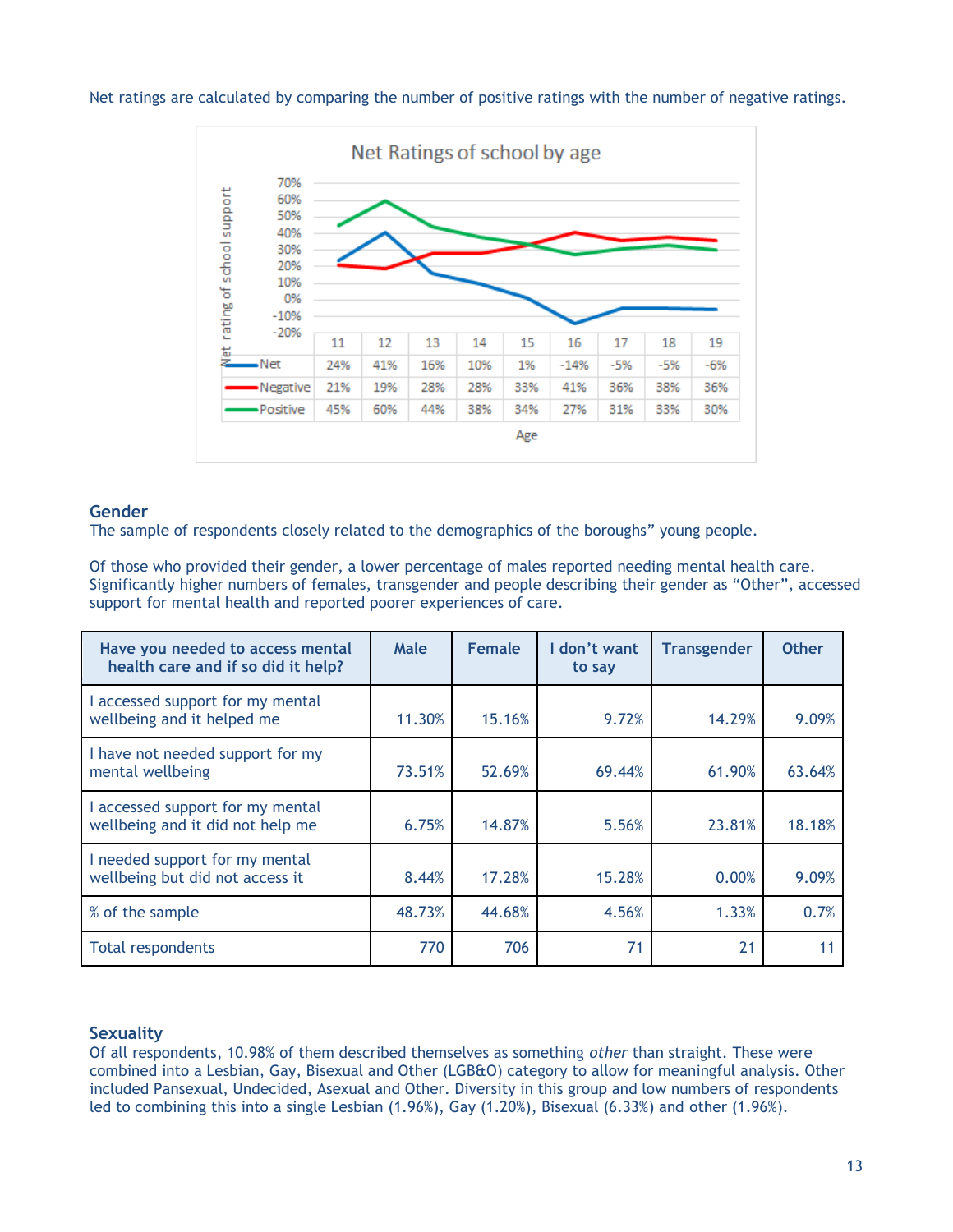Net ratings are calculated by comparing the number of positive ratings with the number of negative ratings.

**Net Ratings of school by age**

| Age | 11 | 12 | 13 | 14 | 15 | 16 | 17 | 18 | 19 |
|---|---|---|---|---|---|---|---|---|---|
| Net | 24% | 41% | 16% | 10% | 1% | -14% | -5% | -5% | -6% |
| Negative | 21% | 19% | 28% | 28% | 33% | 41% | 36% | 38% | 36% |
| Positive | 45% | 60% | 44% | 38% | 34% | 27% | 31% | 33% | 30% |

## Gender

The sample of respondents closely related to the demographics of the boroughs" young people.

Of those who provided their gender, a lower percentage of males reported needing mental health care. Significantly higher numbers of females, transgender and people describing their gender as "Other", accessed support for mental health and reported poorer experiences of care.

| Have you needed to access mental health care and if so did it help? | Male | Female | I don't want to say | Transgender | Other |
|---|---|---|---|---|---|
| I accessed support for my mental wellbeing and it helped me | 11.30% | 15.16% | 9.72% | 14.29% | 9.09% |
| I have not needed support for my mental wellbeing | 73.51% | 52.69% | 69.44% | 61.90% | 63.64% |
| I accessed support for my mental wellbeing and it did not help me | 6.75% | 14.87% | 5.56% | 23.81% | 18.18% |
| I needed support for my mental wellbeing but did not access it | 8.44% | 17.28% | 15.28% | 0.00% | 9.09% |
| % of the sample | 48.73% | 44.68% | 4.56% | 1.33% | 0.7% |
| Total respondents | 770 | 706 | 71 | 21 | 11 |

## Sexuality

Of all respondents, 10.98% of them described themselves as something *other* than straight. These were combined into a Lesbian, Gay, Bisexual and Other (LGB&O) category to allow for meaningful analysis. Other included Pansexual, Undecided, Asexual and Other. Diversity in this group and low numbers of respondents led to combining this into a single Lesbian (1.96%), Gay (1.20%), Bisexual (6.33%) and other (1.96%).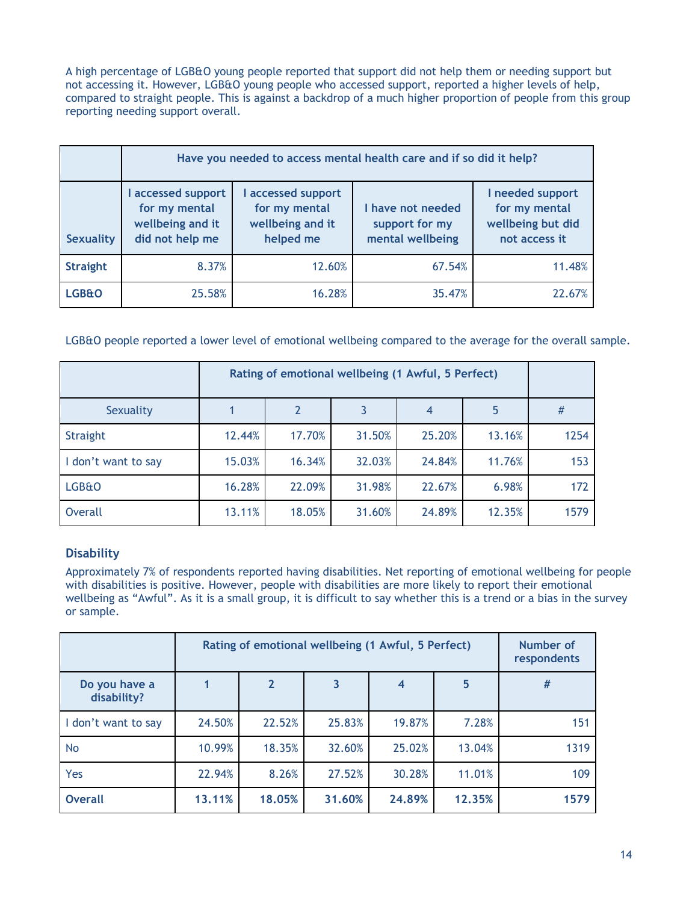A high percentage of LGB&O young people reported that support did not help them or needing support but not accessing it. However, LGB&O young people who accessed support, reported a higher levels of help, compared to straight people. This is against a backdrop of a much higher proportion of people from this group reporting needing support overall.

| | Have you needed to access mental health care and if so did it help? | | | |
|---|---|---|---|---|
| **Sexuality** | **I accessed support for my mental wellbeing and it did not help me** | **I accessed support for my mental wellbeing and it helped me** | **I have not needed support for my mental wellbeing** | **I needed support for my mental wellbeing but did not access it** |
| **Straight** | 8.37% | 12.60% | 67.54% | 11.48% |
| **LGB&O** | 25.58% | 16.28% | 35.47% | 22.67% |

LGB&O people reported a lower level of emotional wellbeing compared to the average for the overall sample.

| | Rating of emotional wellbeing (1 Awful, 5 Perfect) | | | | | |
|---|---|---|---|---|---|---|
| Sexuality | 1 | 2 | 3 | 4 | 5 | # |
| Straight | 12.44% | 17.70% | 31.50% | 25.20% | 13.16% | 1254 |
| I don't want to say | 15.03% | 16.34% | 32.03% | 24.84% | 11.76% | 153 |
| LGB&O | 16.28% | 22.09% | 31.98% | 22.67% | 6.98% | 172 |
| Overall | 13.11% | 18.05% | 31.60% | 24.89% | 12.35% | 1579 |

### Disability

Approximately 7% of respondents reported having disabilities. Net reporting of emotional wellbeing for people with disabilities is positive. However, people with disabilities are more likely to report their emotional wellbeing as "Awful". As it is a small group, it is difficult to say whether this is a trend or a bias in the survey or sample.

| | Rating of emotional wellbeing (1 Awful, 5 Perfect) | | | | | Number of respondents |
|---|---|---|---|---|---|---|
| **Do you have a disability?** | **1** | **2** | **3** | **4** | **5** | **#** |
| I don't want to say | 24.50% | 22.52% | 25.83% | 19.87% | 7.28% | 151 |
| No | 10.99% | 18.35% | 32.60% | 25.02% | 13.04% | 1319 |
| Yes | 22.94% | 8.26% | 27.52% | 30.28% | 11.01% | 109 |
| **Overall** | **13.11%** | **18.05%** | **31.60%** | **24.89%** | **12.35%** | **1579** |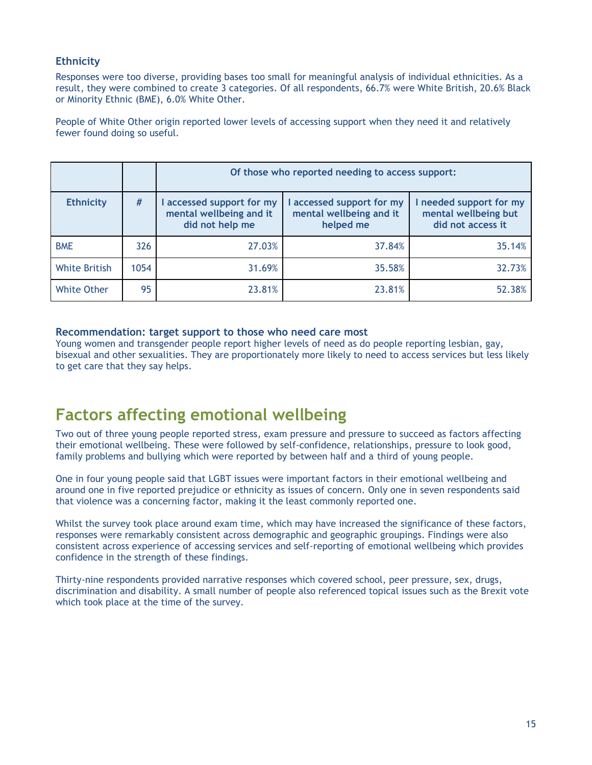### Ethnicity

Responses were too diverse, providing bases too small for meaningful analysis of individual ethnicities. As a result, they were combined to create 3 categories. Of all respondents, 66.7% were White British, 20.6% Black or Minority Ethnic (BME), 6.0% White Other.

People of White Other origin reported lower levels of accessing support when they need it and relatively fewer found doing so useful.

| | | Of those who reported needing to access support: | | |
|---|---|---|---|---|
| **Ethnicity** | **#** | **I accessed support for my mental wellbeing and it did not help me** | **I accessed support for my mental wellbeing and it helped me** | **I needed support for my mental wellbeing but did not access it** |
| BME | 326 | 27.03% | 37.84% | 35.14% |
| White British | 1054 | 31.69% | 35.58% | 32.73% |
| White Other | 95 | 23.81% | 23.81% | 52.38% |

**Recommendation: target support to those who need care most**

Young women and transgender people report higher levels of need as do people reporting lesbian, gay, bisexual and other sexualities. They are proportionately more likely to need to access services but less likely to get care that they say helps.

## Factors affecting emotional wellbeing

Two out of three young people reported stress, exam pressure and pressure to succeed as factors affecting their emotional wellbeing. These were followed by self-confidence, relationships, pressure to look good, family problems and bullying which were reported by between half and a third of young people.

One in four young people said that LGBT issues were important factors in their emotional wellbeing and around one in five reported prejudice or ethnicity as issues of concern. Only one in seven respondents said that violence was a concerning factor, making it the least commonly reported one.

Whilst the survey took place around exam time, which may have increased the significance of these factors, responses were remarkably consistent across demographic and geographic groupings. Findings were also consistent across experience of accessing services and self-reporting of emotional wellbeing which provides confidence in the strength of these findings.

Thirty-nine respondents provided narrative responses which covered school, peer pressure, sex, drugs, discrimination and disability. A small number of people also referenced topical issues such as the Brexit vote which took place at the time of the survey.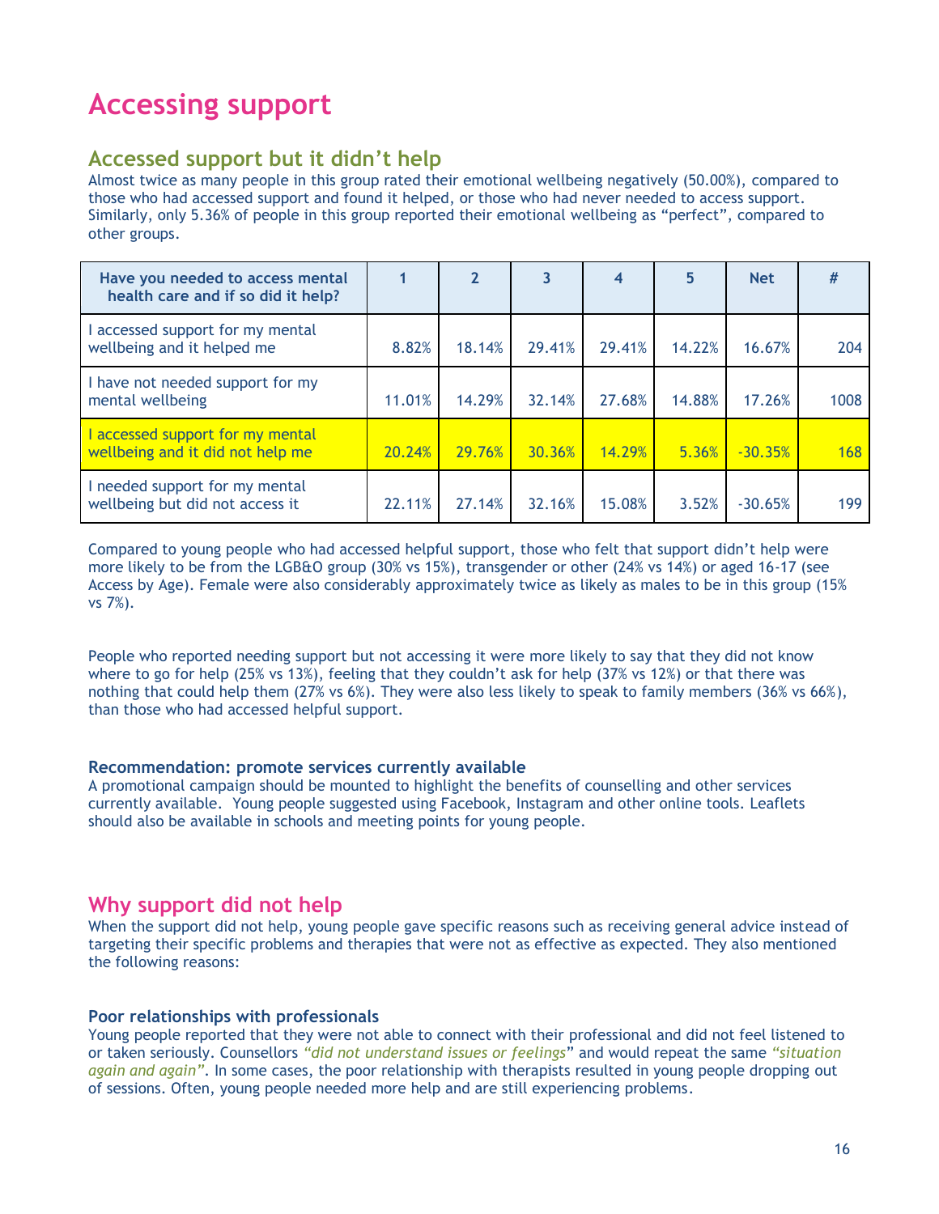# Accessing support

## Accessed support but it didn't help

Almost twice as many people in this group rated their emotional wellbeing negatively (50.00%), compared to those who had accessed support and found it helped, or those who had never needed to access support. Similarly, only 5.36% of people in this group reported their emotional wellbeing as "perfect", compared to other groups.

| Have you needed to access mental health care and if so did it help? | 1 | 2 | 3 | 4 | 5 | Net | # |
|---|---|---|---|---|---|---|---|
| I accessed support for my mental wellbeing and it helped me | 8.82% | 18.14% | 29.41% | 29.41% | 14.22% | 16.67% | 204 |
| I have not needed support for my mental wellbeing | 11.01% | 14.29% | 32.14% | 27.68% | 14.88% | 17.26% | 1008 |
| I accessed support for my mental wellbeing and it did not help me | 20.24% | 29.76% | 30.36% | 14.29% | 5.36% | -30.35% | 168 |
| I needed support for my mental wellbeing but did not access it | 22.11% | 27.14% | 32.16% | 15.08% | 3.52% | -30.65% | 199 |

Compared to young people who had accessed helpful support, those who felt that support didn't help were more likely to be from the LGB&O group (30% vs 15%), transgender or other (24% vs 14%) or aged 16-17 (see Access by Age). Female were also considerably approximately twice as likely as males to be in this group (15% vs 7%).

People who reported needing support but not accessing it were more likely to say that they did not know where to go for help (25% vs 13%), feeling that they couldn't ask for help (37% vs 12%) or that there was nothing that could help them (27% vs 6%). They were also less likely to speak to family members (36% vs 66%), than those who had accessed helpful support.

### Recommendation: promote services currently available

A promotional campaign should be mounted to highlight the benefits of counselling and other services currently available. Young people suggested using Facebook, Instagram and other online tools. Leaflets should also be available in schools and meeting points for young people.

## Why support did not help

When the support did not help, young people gave specific reasons such as receiving general advice instead of targeting their specific problems and therapies that were not as effective as expected. They also mentioned the following reasons:

### Poor relationships with professionals

Young people reported that they were not able to connect with their professional and did not feel listened to or taken seriously. Counsellors *"did not understand issues or feelings"* and would repeat the same *"situation again and again"*. In some cases, the poor relationship with therapists resulted in young people dropping out of sessions. Often, young people needed more help and are still experiencing problems.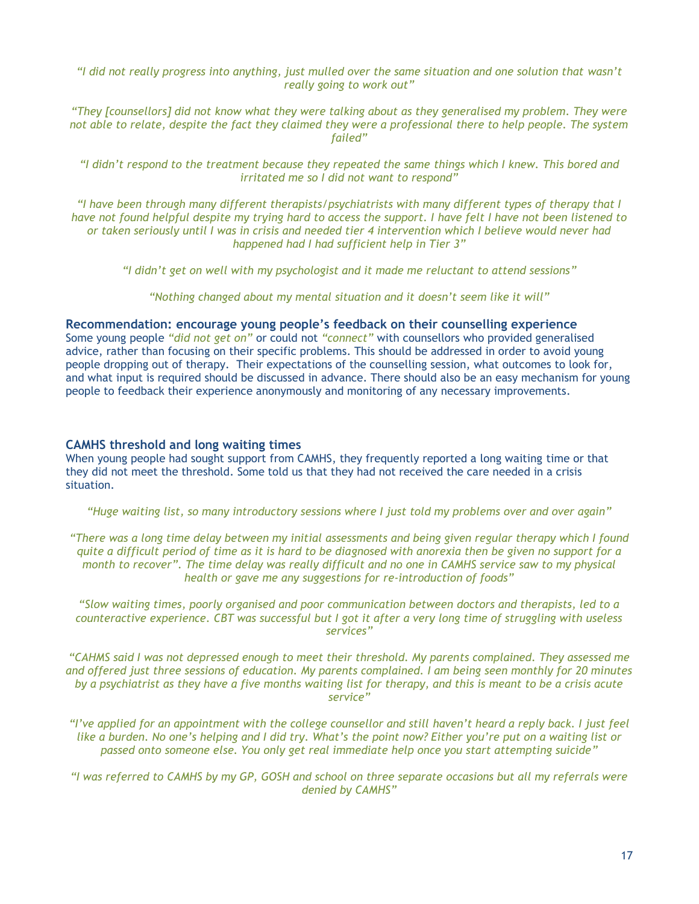*"I did not really progress into anything, just mulled over the same situation and one solution that wasn't really going to work out"*

*"They [counsellors] did not know what they were talking about as they generalised my problem. They were not able to relate, despite the fact they claimed they were a professional there to help people. The system failed"*

*"I didn't respond to the treatment because they repeated the same things which I knew. This bored and irritated me so I did not want to respond"*

*"I have been through many different therapists/psychiatrists with many different types of therapy that I have not found helpful despite my trying hard to access the support. I have felt I have not been listened to or taken seriously until I was in crisis and needed tier 4 intervention which I believe would never had happened had I had sufficient help in Tier 3"*

*"I didn't get on well with my psychologist and it made me reluctant to attend sessions"*

*"Nothing changed about my mental situation and it doesn't seem like it will"*

### Recommendation: encourage young people's feedback on their counselling experience

Some young people *"did not get on"* or could not *"connect"* with counsellors who provided generalised advice, rather than focusing on their specific problems. This should be addressed in order to avoid young people dropping out of therapy. Their expectations of the counselling session, what outcomes to look for, and what input is required should be discussed in advance. There should also be an easy mechanism for young people to feedback their experience anonymously and monitoring of any necessary improvements.

### CAMHS threshold and long waiting times

When young people had sought support from CAMHS, they frequently reported a long waiting time or that they did not meet the threshold. Some told us that they had not received the care needed in a crisis situation.

*"Huge waiting list, so many introductory sessions where I just told my problems over and over again"*

*"There was a long time delay between my initial assessments and being given regular therapy which I found quite a difficult period of time as it is hard to be diagnosed with anorexia then be given no support for a month to recover". The time delay was really difficult and no one in CAMHS service saw to my physical health or gave me any suggestions for re-introduction of foods"*

*"Slow waiting times, poorly organised and poor communication between doctors and therapists, led to a counteractive experience. CBT was successful but I got it after a very long time of struggling with useless services"*

*"CAHMS said I was not depressed enough to meet their threshold. My parents complained. They assessed me and offered just three sessions of education. My parents complained. I am being seen monthly for 20 minutes by a psychiatrist as they have a five months waiting list for therapy, and this is meant to be a crisis acute service"*

*"I've applied for an appointment with the college counsellor and still haven't heard a reply back. I just feel like a burden. No one's helping and I did try. What's the point now? Either you're put on a waiting list or passed onto someone else. You only get real immediate help once you start attempting suicide"*

*"I was referred to CAMHS by my GP, GOSH and school on three separate occasions but all my referrals were denied by CAMHS"*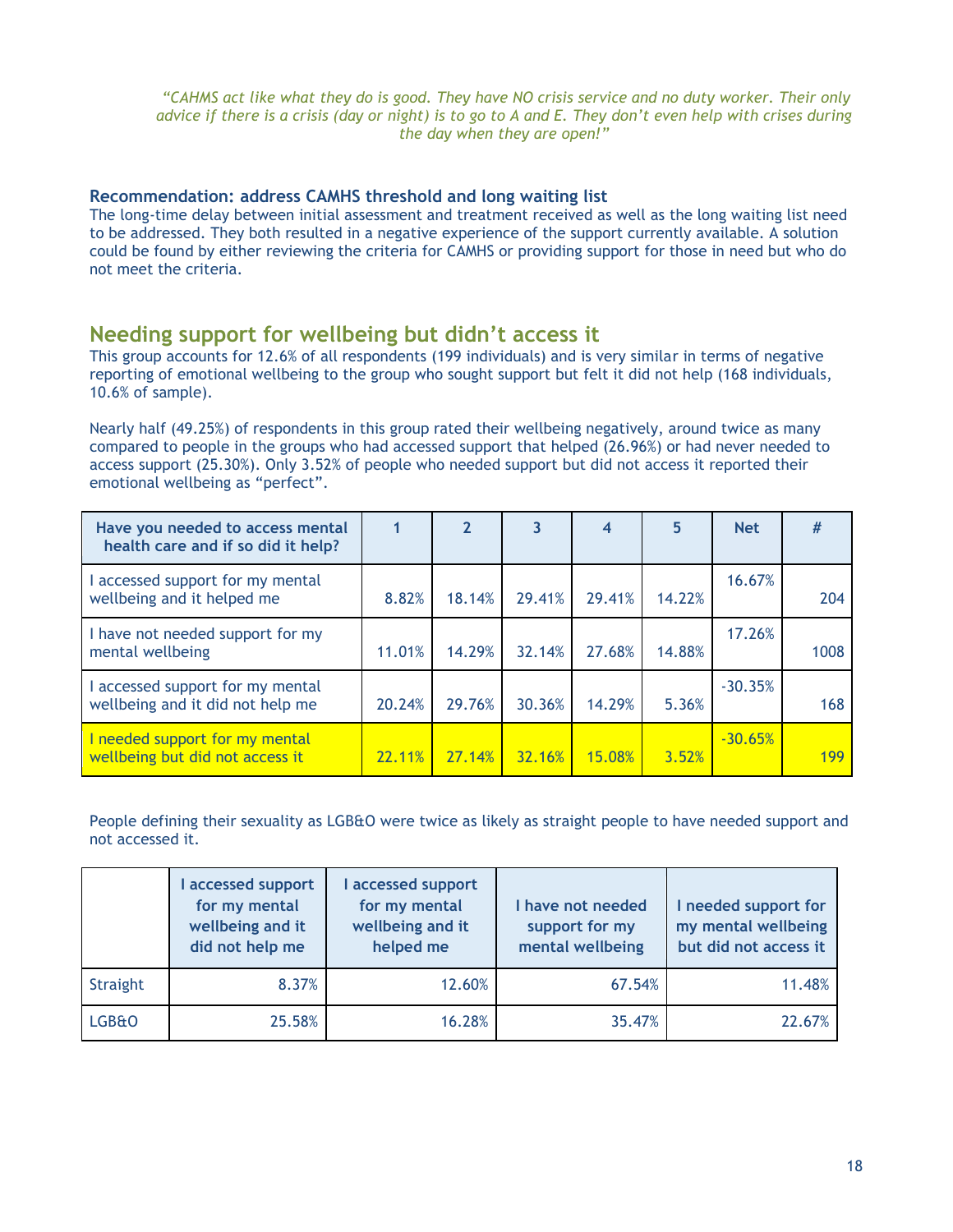*"CAHMS act like what they do is good. They have NO crisis service and no duty worker. Their only advice if there is a crisis (day or night) is to go to A and E. They don't even help with crises during the day when they are open!"*

### Recommendation: address CAMHS threshold and long waiting list

The long-time delay between initial assessment and treatment received as well as the long waiting list need to be addressed. They both resulted in a negative experience of the support currently available. A solution could be found by either reviewing the criteria for CAMHS or providing support for those in need but who do not meet the criteria.

## Needing support for wellbeing but didn't access it

This group accounts for 12.6% of all respondents (199 individuals) and is very similar in terms of negative reporting of emotional wellbeing to the group who sought support but felt it did not help (168 individuals, 10.6% of sample).

Nearly half (49.25%) of respondents in this group rated their wellbeing negatively, around twice as many compared to people in the groups who had accessed support that helped (26.96%) or had never needed to access support (25.30%). Only 3.52% of people who needed support but did not access it reported their emotional wellbeing as "perfect".

| Have you needed to access mental health care and if so did it help? | 1 | 2 | 3 | 4 | 5 | Net | # |
|---|---|---|---|---|---|---|---|
| I accessed support for my mental wellbeing and it helped me | 8.82% | 18.14% | 29.41% | 29.41% | 14.22% | 16.67% | 204 |
| I have not needed support for my mental wellbeing | 11.01% | 14.29% | 32.14% | 27.68% | 14.88% | 17.26% | 1008 |
| I accessed support for my mental wellbeing and it did not help me | 20.24% | 29.76% | 30.36% | 14.29% | 5.36% | -30.35% | 168 |
| I needed support for my mental wellbeing but did not access it | 22.11% | 27.14% | 32.16% | 15.08% | 3.52% | -30.65% | 199 |

People defining their sexuality as LGB&O were twice as likely as straight people to have needed support and not accessed it.

| | I accessed support for my mental wellbeing and it did not help me | I accessed support for my mental wellbeing and it helped me | I have not needed support for my mental wellbeing | I needed support for my mental wellbeing but did not access it |
|---|---|---|---|---|
| Straight | 8.37% | 12.60% | 67.54% | 11.48% |
| LGB&O | 25.58% | 16.28% | 35.47% | 22.67% |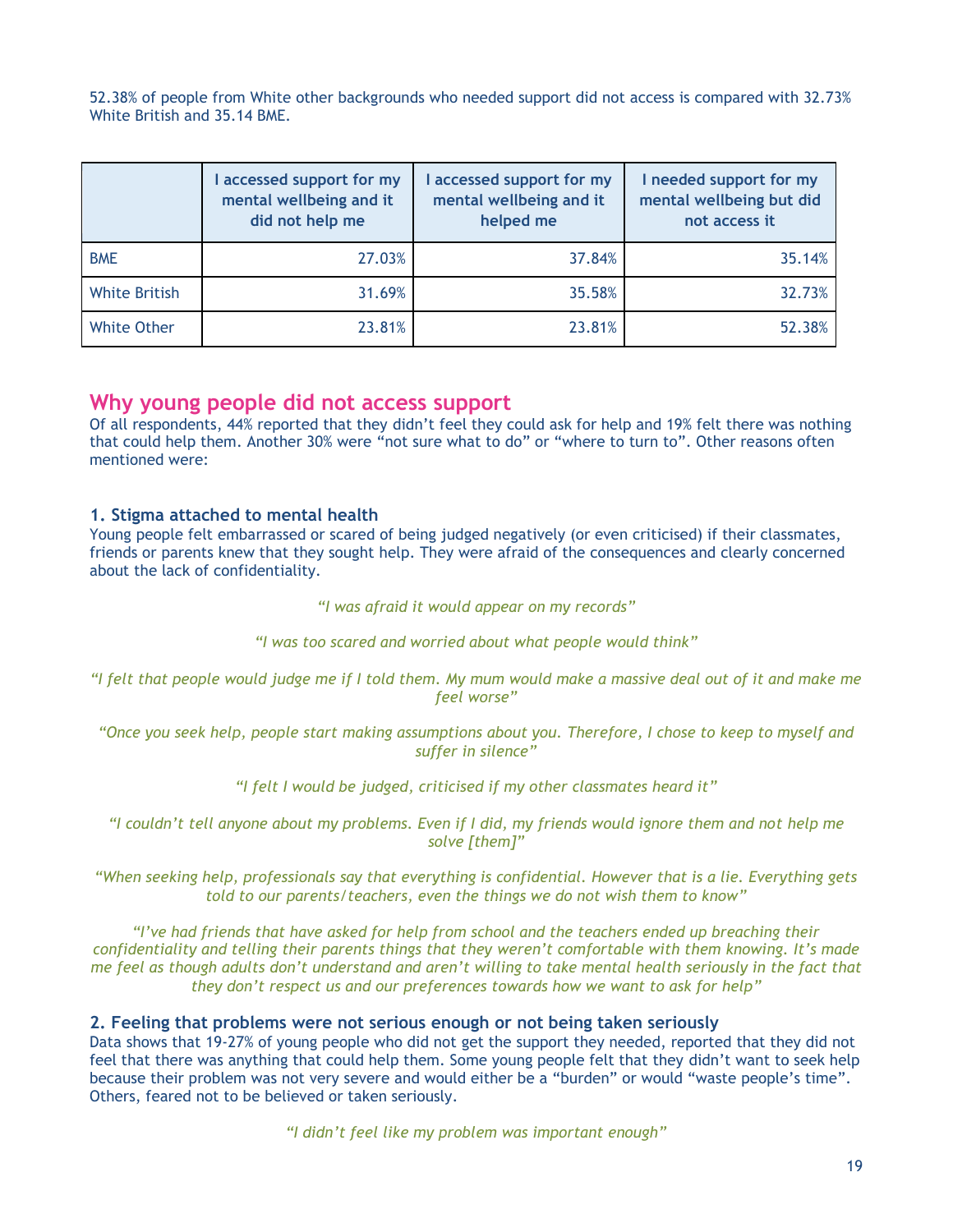52.38% of people from White other backgrounds who needed support did not access is compared with 32.73% White British and 35.14 BME.

| | I accessed support for my mental wellbeing and it did not help me | I accessed support for my mental wellbeing and it helped me | I needed support for my mental wellbeing but did not access it |
|---|---|---|---|
| BME | 27.03% | 37.84% | 35.14% |
| White British | 31.69% | 35.58% | 32.73% |
| White Other | 23.81% | 23.81% | 52.38% |

## Why young people did not access support

Of all respondents, 44% reported that they didn't feel they could ask for help and 19% felt there was nothing that could help them. Another 30% were "not sure what to do" or "where to turn to". Other reasons often mentioned were:

### 1. Stigma attached to mental health

Young people felt embarrassed or scared of being judged negatively (or even criticised) if their classmates, friends or parents knew that they sought help. They were afraid of the consequences and clearly concerned about the lack of confidentiality.

*"I was afraid it would appear on my records"*

*"I was too scared and worried about what people would think"*

*"I felt that people would judge me if I told them. My mum would make a massive deal out of it and make me feel worse"*

*"Once you seek help, people start making assumptions about you. Therefore, I chose to keep to myself and suffer in silence"*

*"I felt I would be judged, criticised if my other classmates heard it"*

*"I couldn't tell anyone about my problems. Even if I did, my friends would ignore them and not help me solve [them]"*

*"When seeking help, professionals say that everything is confidential. However that is a lie. Everything gets told to our parents/teachers, even the things we do not wish them to know"*

*"I've had friends that have asked for help from school and the teachers ended up breaching their confidentiality and telling their parents things that they weren't comfortable with them knowing. It's made me feel as though adults don't understand and aren't willing to take mental health seriously in the fact that they don't respect us and our preferences towards how we want to ask for help"*

### 2. Feeling that problems were not serious enough or not being taken seriously

Data shows that 19-27% of young people who did not get the support they needed, reported that they did not feel that there was anything that could help them. Some young people felt that they didn't want to seek help because their problem was not very severe and would either be a "burden" or would "waste people's time". Others, feared not to be believed or taken seriously.

*"I didn't feel like my problem was important enough"*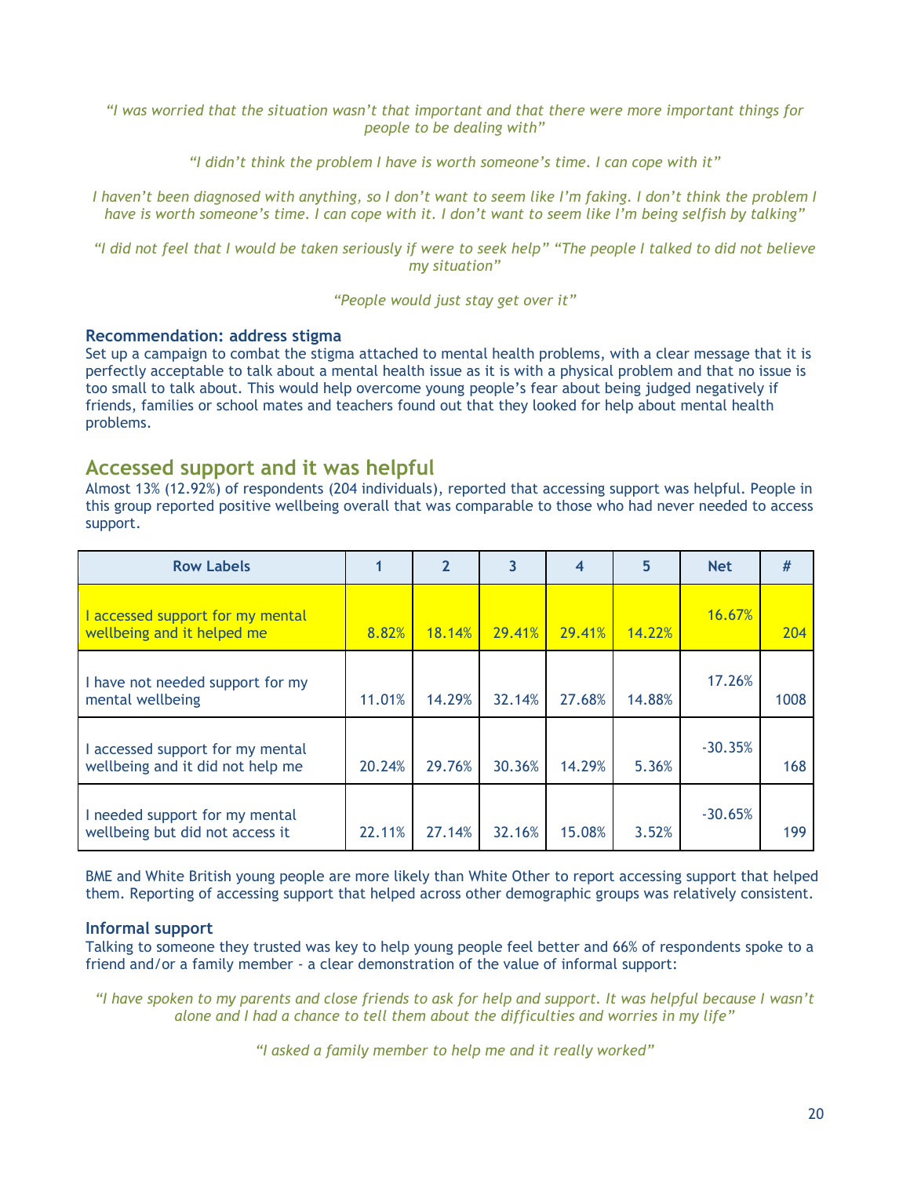*“I was worried that the situation wasn’t that important and that there were more important things for people to be dealing with”*

*“I didn’t think the problem I have is worth someone’s time. I can cope with it”*

*I haven’t been diagnosed with anything, so I don’t want to seem like I’m faking. I don’t think the problem I have is worth someone’s time. I can cope with it. I don’t want to seem like I’m being selfish by talking”*

*“I did not feel that I would be taken seriously if were to seek help” “The people I talked to did not believe my situation”*

*“People would just stay get over it”*

### Recommendation: address stigma

Set up a campaign to combat the stigma attached to mental health problems, with a clear message that it is perfectly acceptable to talk about a mental health issue as it is with a physical problem and that no issue is too small to talk about. This would help overcome young people’s fear about being judged negatively if friends, families or school mates and teachers found out that they looked for help about mental health problems.

## Accessed support and it was helpful

Almost 13% (12.92%) of respondents (204 individuals), reported that accessing support was helpful. People in this group reported positive wellbeing overall that was comparable to those who had never needed to access support.

| Row Labels | 1 | 2 | 3 | 4 | 5 | Net | # |
|---|---|---|---|---|---|---|---|
| I accessed support for my mental wellbeing and it helped me | 8.82% | 18.14% | 29.41% | 29.41% | 14.22% | 16.67% | 204 |
| I have not needed support for my mental wellbeing | 11.01% | 14.29% | 32.14% | 27.68% | 14.88% | 17.26% | 1008 |
| I accessed support for my mental wellbeing and it did not help me | 20.24% | 29.76% | 30.36% | 14.29% | 5.36% | -30.35% | 168 |
| I needed support for my mental wellbeing but did not access it | 22.11% | 27.14% | 32.16% | 15.08% | 3.52% | -30.65% | 199 |

BME and White British young people are more likely than White Other to report accessing support that helped them. Reporting of accessing support that helped across other demographic groups was relatively consistent.

### Informal support

Talking to someone they trusted was key to help young people feel better and 66% of respondents spoke to a friend and/or a family member - a clear demonstration of the value of informal support:

*“I have spoken to my parents and close friends to ask for help and support. It was helpful because I wasn’t alone and I had a chance to tell them about the difficulties and worries in my life”*

*“I asked a family member to help me and it really worked”*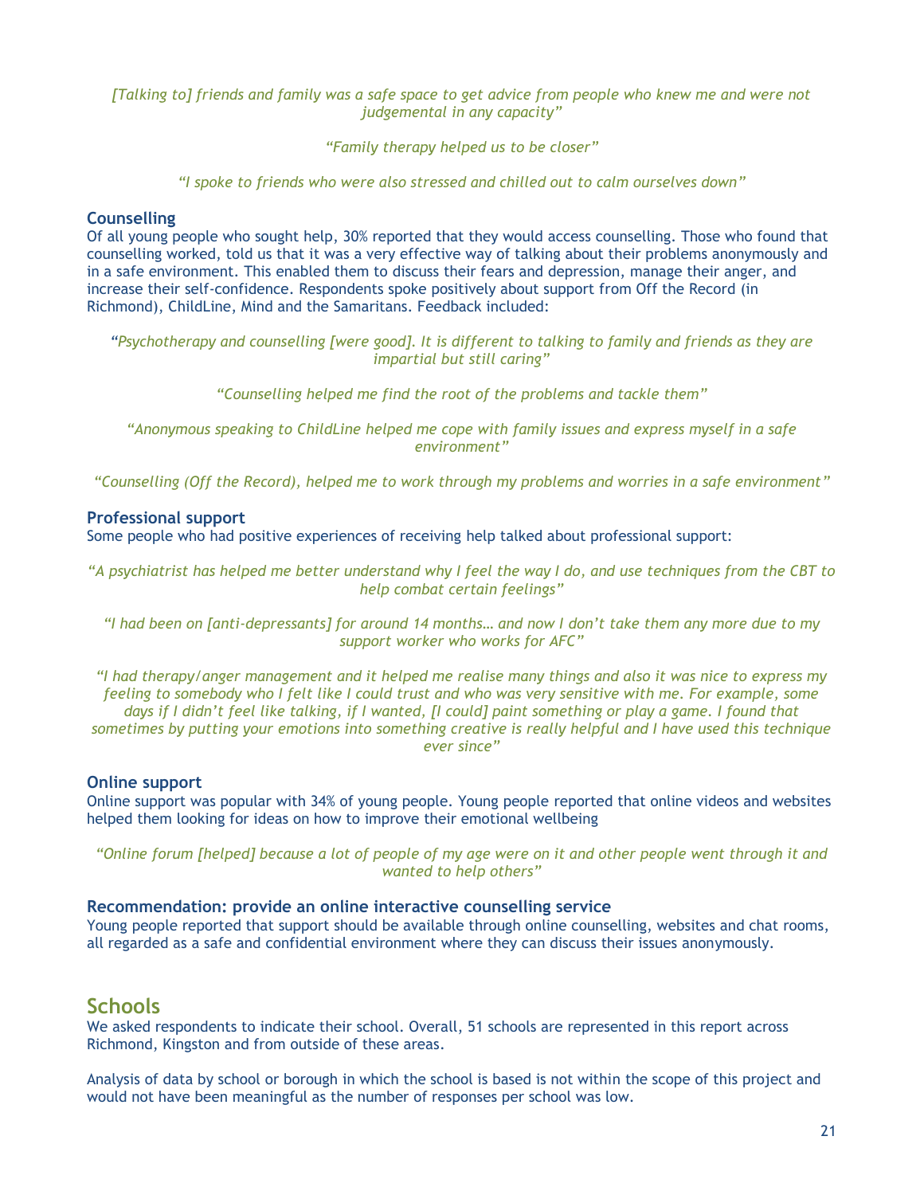*[Talking to] friends and family was a safe space to get advice from people who knew me and were not judgemental in any capacity"*

*"Family therapy helped us to be closer"*

*"I spoke to friends who were also stressed and chilled out to calm ourselves down"*

### Counselling

Of all young people who sought help, 30% reported that they would access counselling. Those who found that counselling worked, told us that it was a very effective way of talking about their problems anonymously and in a safe environment. This enabled them to discuss their fears and depression, manage their anger, and increase their self-confidence. Respondents spoke positively about support from Off the Record (in Richmond), ChildLine, Mind and the Samaritans. Feedback included:

*"Psychotherapy and counselling [were good]. It is different to talking to family and friends as they are impartial but still caring"*

*"Counselling helped me find the root of the problems and tackle them"*

*"Anonymous speaking to ChildLine helped me cope with family issues and express myself in a safe environment"*

*"Counselling (Off the Record), helped me to work through my problems and worries in a safe environment"*

### Professional support

Some people who had positive experiences of receiving help talked about professional support:

*"A psychiatrist has helped me better understand why I feel the way I do, and use techniques from the CBT to help combat certain feelings"*

*"I had been on [anti-depressants] for around 14 months… and now I don't take them any more due to my support worker who works for AFC"*

*"I had therapy/anger management and it helped me realise many things and also it was nice to express my feeling to somebody who I felt like I could trust and who was very sensitive with me. For example, some days if I didn't feel like talking, if I wanted, [I could] paint something or play a game. I found that sometimes by putting your emotions into something creative is really helpful and I have used this technique ever since"*

### Online support

Online support was popular with 34% of young people. Young people reported that online videos and websites helped them looking for ideas on how to improve their emotional wellbeing

*"Online forum [helped] because a lot of people of my age were on it and other people went through it and wanted to help others"*

### Recommendation: provide an online interactive counselling service

Young people reported that support should be available through online counselling, websites and chat rooms, all regarded as a safe and confidential environment where they can discuss their issues anonymously.

## Schools

We asked respondents to indicate their school. Overall, 51 schools are represented in this report across Richmond, Kingston and from outside of these areas.

Analysis of data by school or borough in which the school is based is not within the scope of this project and would not have been meaningful as the number of responses per school was low.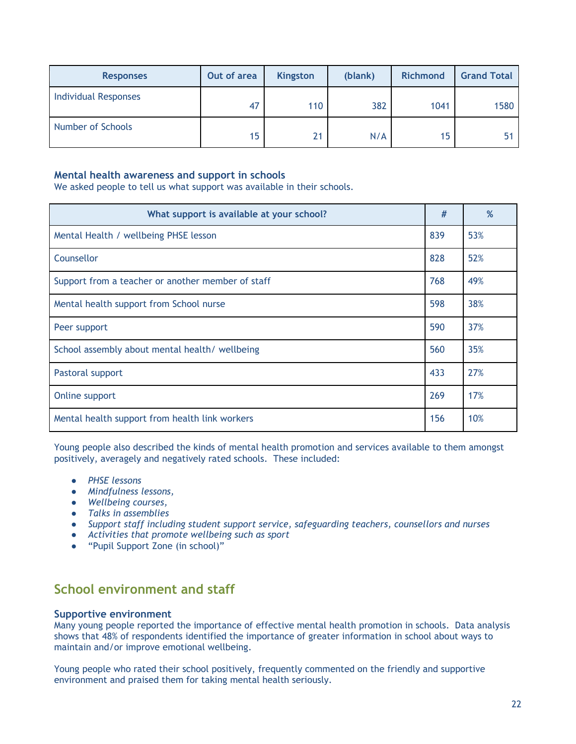| Responses | Out of area | Kingston | (blank) | Richmond | Grand Total |
|---|---|---|---|---|---|
| Individual Responses | 47 | 110 | 382 | 1041 | 1580 |
| Number of Schools | 15 | 21 | N/A | 15 | 51 |

### Mental health awareness and support in schools

We asked people to tell us what support was available in their schools.

| What support is available at your school? | # | % |
|---|---|---|
| Mental Health / wellbeing PHSE lesson | 839 | 53% |
| Counsellor | 828 | 52% |
| Support from a teacher or another member of staff | 768 | 49% |
| Mental health support from School nurse | 598 | 38% |
| Peer support | 590 | 37% |
| School assembly about mental health/ wellbeing | 560 | 35% |
| Pastoral support | 433 | 27% |
| Online support | 269 | 17% |
| Mental health support from health link workers | 156 | 10% |

Young people also described the kinds of mental health promotion and services available to them amongst positively, averagely and negatively rated schools. These included:

- *PHSE lessons*
- *Mindfulness lessons,*
- *Wellbeing courses,*
- *Talks in assemblies*
- *Support staff including student support service, safeguarding teachers, counsellors and nurses*
- *Activities that promote wellbeing such as sport*
- "Pupil Support Zone (in school)"

## School environment and staff

### Supportive environment

Many young people reported the importance of effective mental health promotion in schools. Data analysis shows that 48% of respondents identified the importance of greater information in school about ways to maintain and/or improve emotional wellbeing.

Young people who rated their school positively, frequently commented on the friendly and supportive environment and praised them for taking mental health seriously.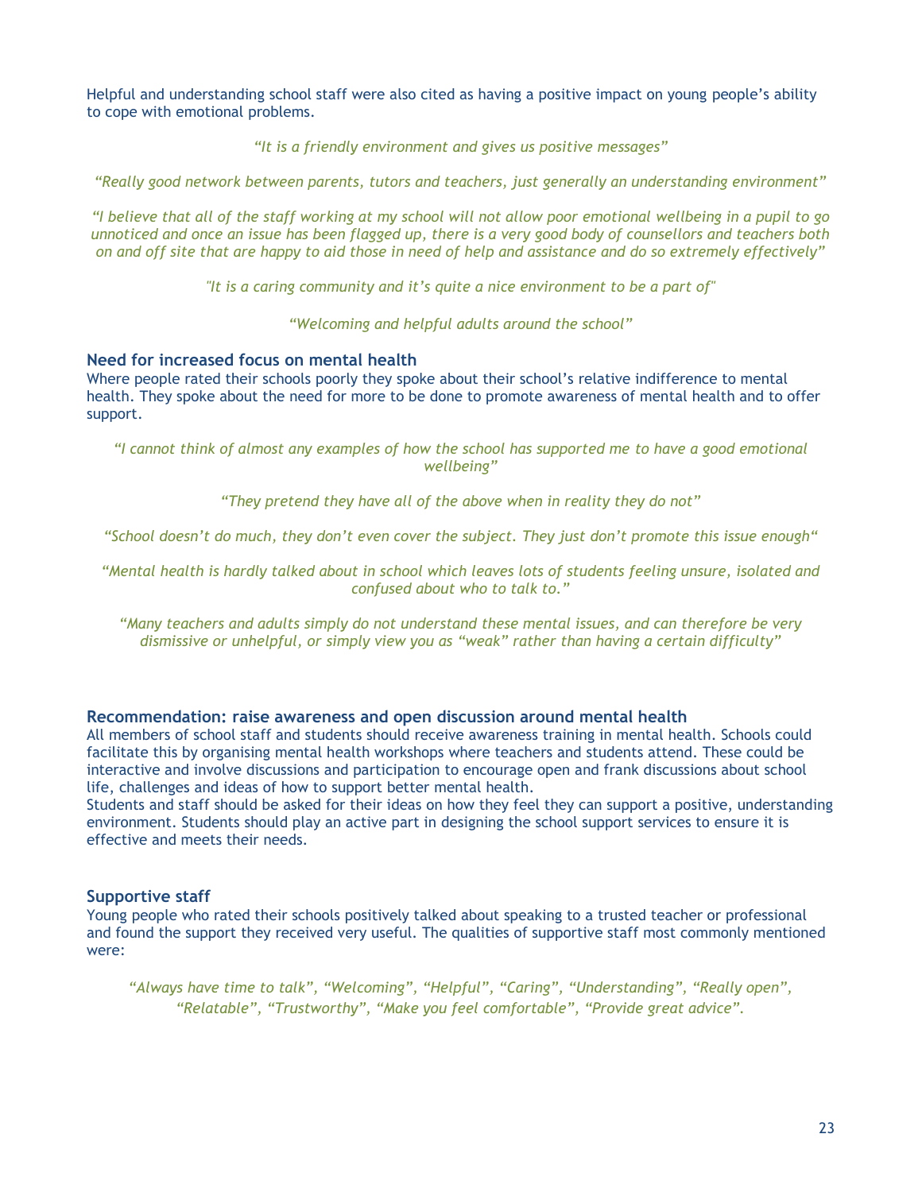Helpful and understanding school staff were also cited as having a positive impact on young people's ability to cope with emotional problems.

*"It is a friendly environment and gives us positive messages"*

*"Really good network between parents, tutors and teachers, just generally an understanding environment"*

*"I believe that all of the staff working at my school will not allow poor emotional wellbeing in a pupil to go unnoticed and once an issue has been flagged up, there is a very good body of counsellors and teachers both on and off site that are happy to aid those in need of help and assistance and do so extremely effectively"*

*"It is a caring community and it's quite a nice environment to be a part of"*

*"Welcoming and helpful adults around the school"*

### Need for increased focus on mental health

Where people rated their schools poorly they spoke about their school's relative indifference to mental health. They spoke about the need for more to be done to promote awareness of mental health and to offer support.

*"I cannot think of almost any examples of how the school has supported me to have a good emotional wellbeing"*

*"They pretend they have all of the above when in reality they do not"*

*"School doesn't do much, they don't even cover the subject. They just don't promote this issue enough"*

*"Mental health is hardly talked about in school which leaves lots of students feeling unsure, isolated and confused about who to talk to."*

*"Many teachers and adults simply do not understand these mental issues, and can therefore be very dismissive or unhelpful, or simply view you as "weak" rather than having a certain difficulty"*

### Recommendation: raise awareness and open discussion around mental health

All members of school staff and students should receive awareness training in mental health. Schools could facilitate this by organising mental health workshops where teachers and students attend. These could be interactive and involve discussions and participation to encourage open and frank discussions about school life, challenges and ideas of how to support better mental health.
Students and staff should be asked for their ideas on how they feel they can support a positive, understanding environment. Students should play an active part in designing the school support services to ensure it is effective and meets their needs.

### Supportive staff

Young people who rated their schools positively talked about speaking to a trusted teacher or professional and found the support they received very useful. The qualities of supportive staff most commonly mentioned were:

*"Always have time to talk", "Welcoming", "Helpful", "Caring", "Understanding", "Really open", "Relatable", "Trustworthy", "Make you feel comfortable", "Provide great advice".*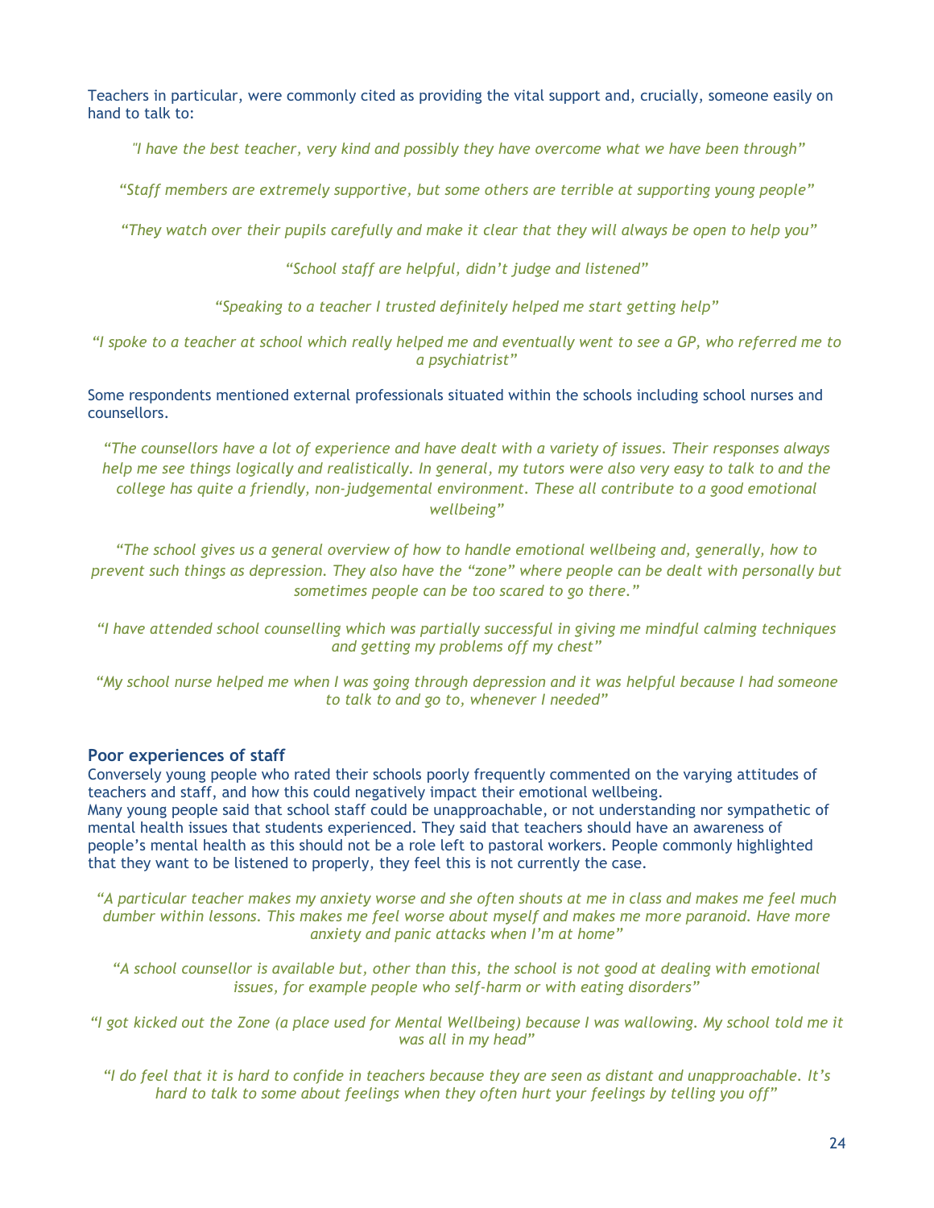Teachers in particular, were commonly cited as providing the vital support and, crucially, someone easily on hand to talk to:

*"I have the best teacher, very kind and possibly they have overcome what we have been through"*

*"Staff members are extremely supportive, but some others are terrible at supporting young people"*

*"They watch over their pupils carefully and make it clear that they will always be open to help you"*

*"School staff are helpful, didn't judge and listened"*

*"Speaking to a teacher I trusted definitely helped me start getting help"*

*"I spoke to a teacher at school which really helped me and eventually went to see a GP, who referred me to a psychiatrist"*

Some respondents mentioned external professionals situated within the schools including school nurses and counsellors.

*"The counsellors have a lot of experience and have dealt with a variety of issues. Their responses always help me see things logically and realistically. In general, my tutors were also very easy to talk to and the college has quite a friendly, non-judgemental environment. These all contribute to a good emotional wellbeing"*

*"The school gives us a general overview of how to handle emotional wellbeing and, generally, how to prevent such things as depression. They also have the "zone" where people can be dealt with personally but sometimes people can be too scared to go there."*

*"I have attended school counselling which was partially successful in giving me mindful calming techniques and getting my problems off my chest"*

*"My school nurse helped me when I was going through depression and it was helpful because I had someone to talk to and go to, whenever I needed"*

### Poor experiences of staff

Conversely young people who rated their schools poorly frequently commented on the varying attitudes of teachers and staff, and how this could negatively impact their emotional wellbeing.
Many young people said that school staff could be unapproachable, or not understanding nor sympathetic of mental health issues that students experienced. They said that teachers should have an awareness of people's mental health as this should not be a role left to pastoral workers. People commonly highlighted that they want to be listened to properly, they feel this is not currently the case.

*"A particular teacher makes my anxiety worse and she often shouts at me in class and makes me feel much dumber within lessons. This makes me feel worse about myself and makes me more paranoid. Have more anxiety and panic attacks when I'm at home"*

*"A school counsellor is available but, other than this, the school is not good at dealing with emotional issues, for example people who self-harm or with eating disorders"*

*"I got kicked out the Zone (a place used for Mental Wellbeing) because I was wallowing. My school told me it was all in my head"*

*"I do feel that it is hard to confide in teachers because they are seen as distant and unapproachable. It's hard to talk to some about feelings when they often hurt your feelings by telling you off"*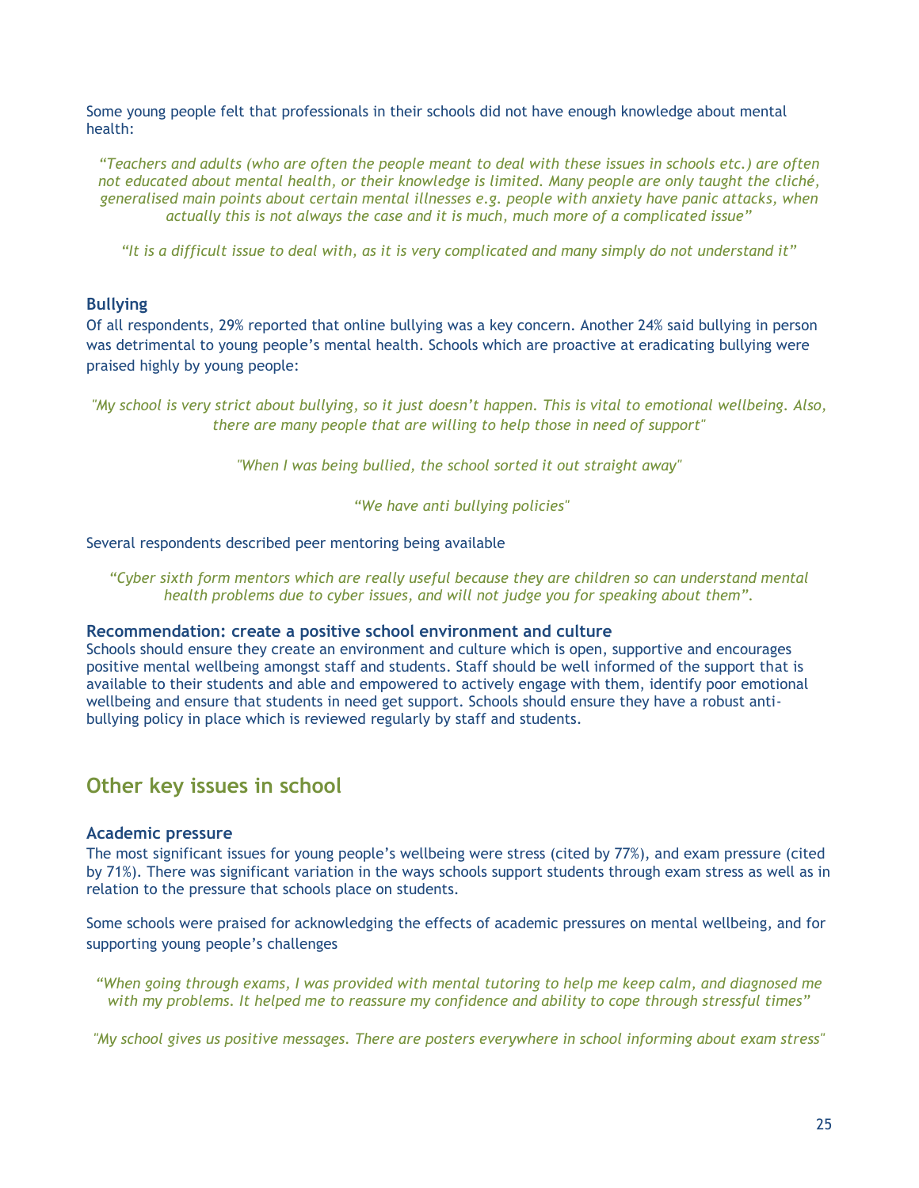Some young people felt that professionals in their schools did not have enough knowledge about mental health:

> *"Teachers and adults (who are often the people meant to deal with these issues in schools etc.) are often not educated about mental health, or their knowledge is limited. Many people are only taught the cliché, generalised main points about certain mental illnesses e.g. people with anxiety have panic attacks, when actually this is not always the case and it is much, much more of a complicated issue"*

> *"It is a difficult issue to deal with, as it is very complicated and many simply do not understand it"*

### Bullying

Of all respondents, 29% reported that online bullying was a key concern. Another 24% said bullying in person was detrimental to young people's mental health. Schools which are proactive at eradicating bullying were praised highly by young people:

> *"My school is very strict about bullying, so it just doesn't happen. This is vital to emotional wellbeing. Also, there are many people that are willing to help those in need of support"*

> *"When I was being bullied, the school sorted it out straight away"*

> *"We have anti bullying policies"*

Several respondents described peer mentoring being available

> *"Cyber sixth form mentors which are really useful because they are children so can understand mental health problems due to cyber issues, and will not judge you for speaking about them".*

### Recommendation: create a positive school environment and culture

Schools should ensure they create an environment and culture which is open, supportive and encourages positive mental wellbeing amongst staff and students. Staff should be well informed of the support that is available to their students and able and empowered to actively engage with them, identify poor emotional wellbeing and ensure that students in need get support. Schools should ensure they have a robust anti-bullying policy in place which is reviewed regularly by staff and students.

## Other key issues in school

### Academic pressure

The most significant issues for young people's wellbeing were stress (cited by 77%), and exam pressure (cited by 71%). There was significant variation in the ways schools support students through exam stress as well as in relation to the pressure that schools place on students.

Some schools were praised for acknowledging the effects of academic pressures on mental wellbeing, and for supporting young people's challenges

> *"When going through exams, I was provided with mental tutoring to help me keep calm, and diagnosed me with my problems. It helped me to reassure my confidence and ability to cope through stressful times"*

> *"My school gives us positive messages. There are posters everywhere in school informing about exam stress"*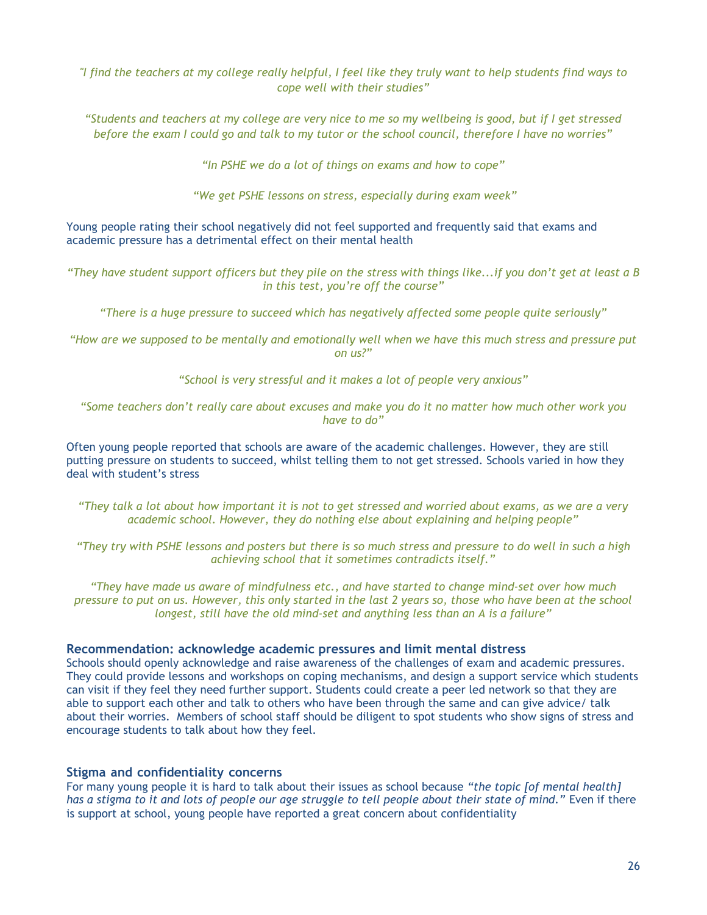*"I find the teachers at my college really helpful, I feel like they truly want to help students find ways to cope well with their studies"*

*"Students and teachers at my college are very nice to me so my wellbeing is good, but if I get stressed before the exam I could go and talk to my tutor or the school council, therefore I have no worries"*

*"In PSHE we do a lot of things on exams and how to cope"*

*"We get PSHE lessons on stress, especially during exam week"*

Young people rating their school negatively did not feel supported and frequently said that exams and academic pressure has a detrimental effect on their mental health

*"They have student support officers but they pile on the stress with things like...if you don't get at least a B in this test, you're off the course"*

*"There is a huge pressure to succeed which has negatively affected some people quite seriously"*

*"How are we supposed to be mentally and emotionally well when we have this much stress and pressure put on us?"*

*"School is very stressful and it makes a lot of people very anxious"*

*"Some teachers don't really care about excuses and make you do it no matter how much other work you have to do"*

Often young people reported that schools are aware of the academic challenges. However, they are still putting pressure on students to succeed, whilst telling them to not get stressed. Schools varied in how they deal with student's stress

*"They talk a lot about how important it is not to get stressed and worried about exams, as we are a very academic school. However, they do nothing else about explaining and helping people"*

*"They try with PSHE lessons and posters but there is so much stress and pressure to do well in such a high achieving school that it sometimes contradicts itself."*

*"They have made us aware of mindfulness etc., and have started to change mind-set over how much pressure to put on us. However, this only started in the last 2 years so, those who have been at the school longest, still have the old mind-set and anything less than an A is a failure"*

### Recommendation: acknowledge academic pressures and limit mental distress

Schools should openly acknowledge and raise awareness of the challenges of exam and academic pressures. They could provide lessons and workshops on coping mechanisms, and design a support service which students can visit if they feel they need further support. Students could create a peer led network so that they are able to support each other and talk to others who have been through the same and can give advice/ talk about their worries. Members of school staff should be diligent to spot students who show signs of stress and encourage students to talk about how they feel.

### Stigma and confidentiality concerns

For many young people it is hard to talk about their issues as school because *"the topic [of mental health] has a stigma to it and lots of people our age struggle to tell people about their state of mind."* Even if there is support at school, young people have reported a great concern about confidentiality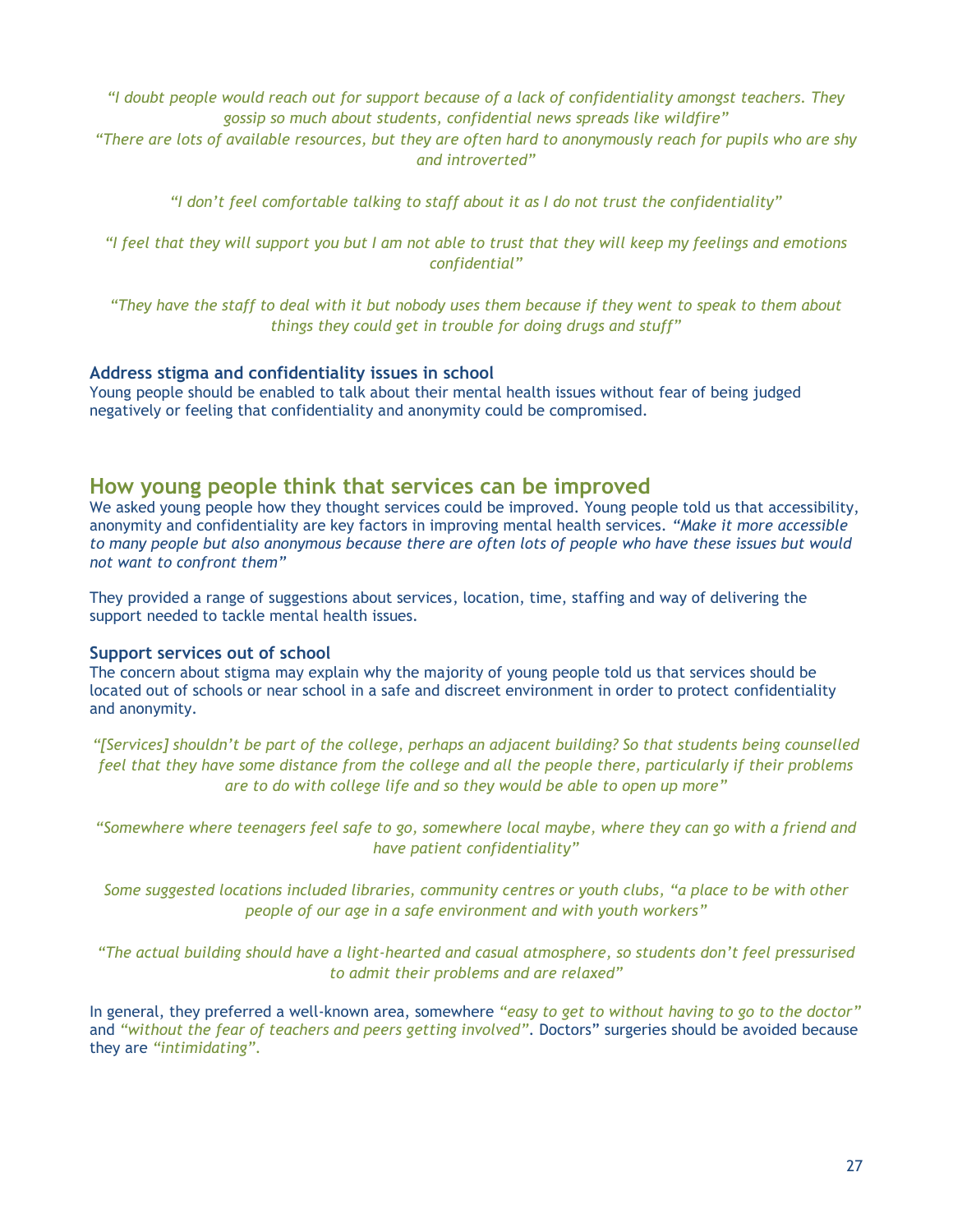*"I doubt people would reach out for support because of a lack of confidentiality amongst teachers. They gossip so much about students, confidential news spreads like wildfire"*

*"There are lots of available resources, but they are often hard to anonymously reach for pupils who are shy and introverted"*

*"I don't feel comfortable talking to staff about it as I do not trust the confidentiality"*

*"I feel that they will support you but I am not able to trust that they will keep my feelings and emotions confidential"*

*"They have the staff to deal with it but nobody uses them because if they went to speak to them about things they could get in trouble for doing drugs and stuff"*

### Address stigma and confidentiality issues in school

Young people should be enabled to talk about their mental health issues without fear of being judged negatively or feeling that confidentiality and anonymity could be compromised.

## How young people think that services can be improved

We asked young people how they thought services could be improved. Young people told us that accessibility, anonymity and confidentiality are key factors in improving mental health services. *"Make it more accessible to many people but also anonymous because there are often lots of people who have these issues but would not want to confront them"*

They provided a range of suggestions about services, location, time, staffing and way of delivering the support needed to tackle mental health issues.

### Support services out of school

The concern about stigma may explain why the majority of young people told us that services should be located out of schools or near school in a safe and discreet environment in order to protect confidentiality and anonymity.

*"[Services] shouldn't be part of the college, perhaps an adjacent building? So that students being counselled feel that they have some distance from the college and all the people there, particularly if their problems are to do with college life and so they would be able to open up more"*

*"Somewhere where teenagers feel safe to go, somewhere local maybe, where they can go with a friend and have patient confidentiality"*

*Some suggested locations included libraries, community centres or youth clubs, "a place to be with other people of our age in a safe environment and with youth workers"*

*"The actual building should have a light-hearted and casual atmosphere, so students don't feel pressurised to admit their problems and are relaxed"*

In general, they preferred a well-known area, somewhere *"easy to get to without having to go to the doctor"* and *"without the fear of teachers and peers getting involved"*. Doctors" surgeries should be avoided because they are *"intimidating"*.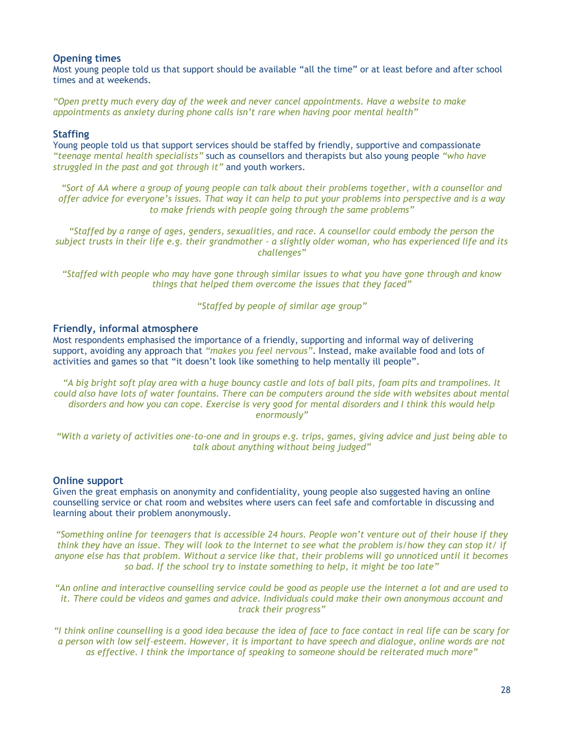### Opening times

Most young people told us that support should be available "all the time" or at least before and after school times and at weekends.

*"Open pretty much every day of the week and never cancel appointments. Have a website to make appointments as anxiety during phone calls isn't rare when having poor mental health"*

### Staffing

Young people told us that support services should be staffed by friendly, supportive and compassionate *"teenage mental health specialists"* such as counsellors and therapists but also young people *"who have struggled in the past and got through it"* and youth workers.

*"Sort of AA where a group of young people can talk about their problems together, with a counsellor and offer advice for everyone's issues. That way it can help to put your problems into perspective and is a way to make friends with people going through the same problems"*

*"Staffed by a range of ages, genders, sexualities, and race. A counsellor could embody the person the subject trusts in their life e.g. their grandmother - a slightly older woman, who has experienced life and its challenges"*

*"Staffed with people who may have gone through similar issues to what you have gone through and know things that helped them overcome the issues that they faced"*

*"Staffed by people of similar age group"*

### Friendly, informal atmosphere

Most respondents emphasised the importance of a friendly, supporting and informal way of delivering support, avoiding any approach that *"makes you feel nervous"*. Instead, make available food and lots of activities and games so that "it doesn't look like something to help mentally ill people".

*"A big bright soft play area with a huge bouncy castle and lots of ball pits, foam pits and trampolines. It could also have lots of water fountains. There can be computers around the side with websites about mental disorders and how you can cope. Exercise is very good for mental disorders and I think this would help enormously"*

*"With a variety of activities one-to-one and in groups e.g. trips, games, giving advice and just being able to talk about anything without being judged"*

### Online support

Given the great emphasis on anonymity and confidentiality, young people also suggested having an online counselling service or chat room and websites where users can feel safe and comfortable in discussing and learning about their problem anonymously.

*"Something online for teenagers that is accessible 24 hours. People won't venture out of their house if they think they have an issue. They will look to the Internet to see what the problem is/how they can stop it/ if anyone else has that problem. Without a service like that, their problems will go unnoticed until it becomes so bad. If the school try to instate something to help, it might be too late"*

*"An online and interactive counselling service could be good as people use the internet a lot and are used to it. There could be videos and games and advice. Individuals could make their own anonymous account and track their progress"*

*"I think online counselling is a good idea because the idea of face to face contact in real life can be scary for a person with low self-esteem. However, it is important to have speech and dialogue, online words are not as effective. I think the importance of speaking to someone should be reiterated much more"*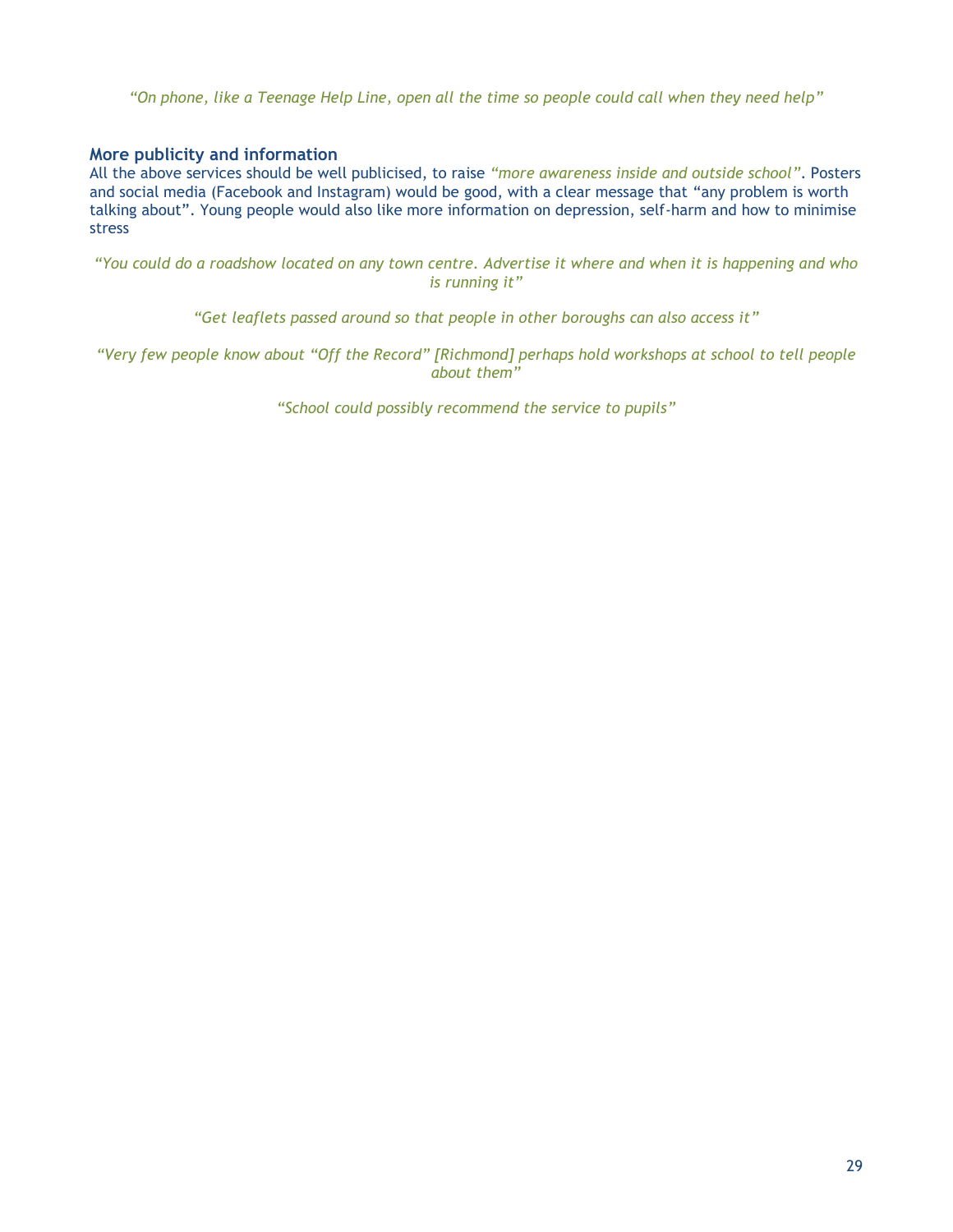*"On phone, like a Teenage Help Line, open all the time so people could call when they need help"*

### More publicity and information

All the above services should be well publicised, to raise *"more awareness inside and outside school"*. Posters and social media (Facebook and Instagram) would be good, with a clear message that "any problem is worth talking about". Young people would also like more information on depression, self-harm and how to minimise stress

*"You could do a roadshow located on any town centre. Advertise it where and when it is happening and who is running it"*

*"Get leaflets passed around so that people in other boroughs can also access it"*

*"Very few people know about "Off the Record" [Richmond] perhaps hold workshops at school to tell people about them"*

*"School could possibly recommend the service to pupils"*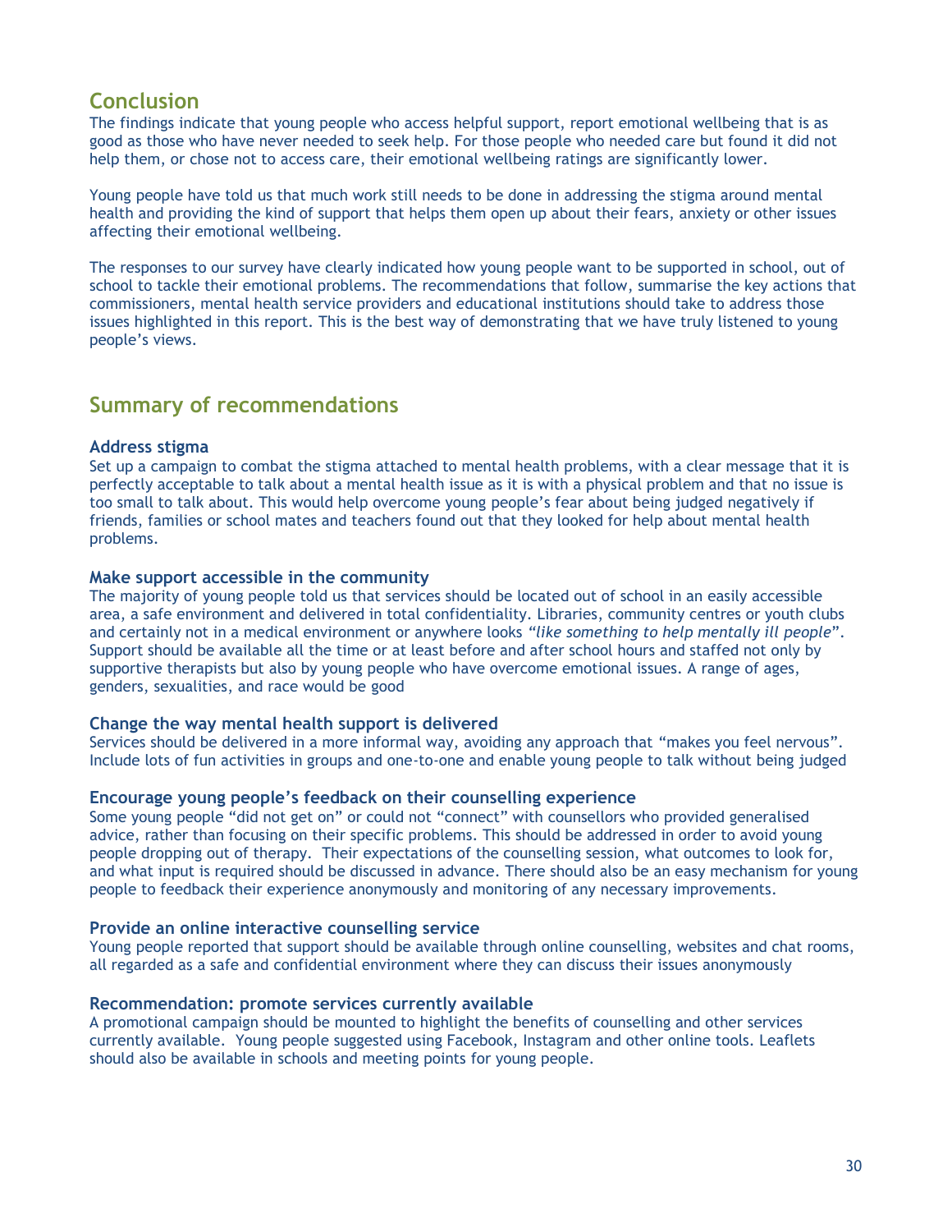## Conclusion

The findings indicate that young people who access helpful support, report emotional wellbeing that is as good as those who have never needed to seek help. For those people who needed care but found it did not help them, or chose not to access care, their emotional wellbeing ratings are significantly lower.

Young people have told us that much work still needs to be done in addressing the stigma around mental health and providing the kind of support that helps them open up about their fears, anxiety or other issues affecting their emotional wellbeing.

The responses to our survey have clearly indicated how young people want to be supported in school, out of school to tackle their emotional problems. The recommendations that follow, summarise the key actions that commissioners, mental health service providers and educational institutions should take to address those issues highlighted in this report. This is the best way of demonstrating that we have truly listened to young people's views.

## Summary of recommendations

### Address stigma

Set up a campaign to combat the stigma attached to mental health problems, with a clear message that it is perfectly acceptable to talk about a mental health issue as it is with a physical problem and that no issue is too small to talk about. This would help overcome young people's fear about being judged negatively if friends, families or school mates and teachers found out that they looked for help about mental health problems.

### Make support accessible in the community

The majority of young people told us that services should be located out of school in an easily accessible area, a safe environment and delivered in total confidentiality. Libraries, community centres or youth clubs and certainly not in a medical environment or anywhere looks *"like something to help mentally ill people"*. Support should be available all the time or at least before and after school hours and staffed not only by supportive therapists but also by young people who have overcome emotional issues. A range of ages, genders, sexualities, and race would be good

### Change the way mental health support is delivered

Services should be delivered in a more informal way, avoiding any approach that "makes you feel nervous". Include lots of fun activities in groups and one-to-one and enable young people to talk without being judged

### Encourage young people's feedback on their counselling experience

Some young people "did not get on" or could not "connect" with counsellors who provided generalised advice, rather than focusing on their specific problems. This should be addressed in order to avoid young people dropping out of therapy. Their expectations of the counselling session, what outcomes to look for, and what input is required should be discussed in advance. There should also be an easy mechanism for young people to feedback their experience anonymously and monitoring of any necessary improvements.

### Provide an online interactive counselling service

Young people reported that support should be available through online counselling, websites and chat rooms, all regarded as a safe and confidential environment where they can discuss their issues anonymously

### Recommendation: promote services currently available

A promotional campaign should be mounted to highlight the benefits of counselling and other services currently available. Young people suggested using Facebook, Instagram and other online tools. Leaflets should also be available in schools and meeting points for young people.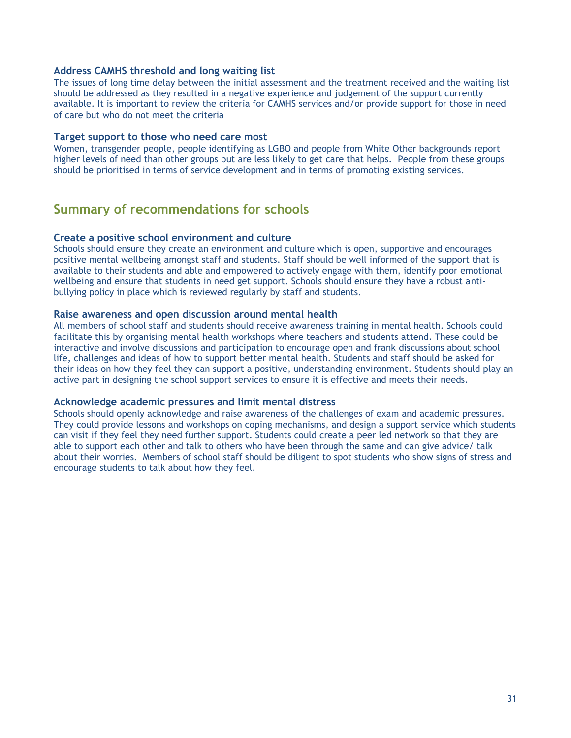### Address CAMHS threshold and long waiting list

The issues of long time delay between the initial assessment and the treatment received and the waiting list should be addressed as they resulted in a negative experience and judgement of the support currently available. It is important to review the criteria for CAMHS services and/or provide support for those in need of care but who do not meet the criteria

### Target support to those who need care most

Women, transgender people, people identifying as LGBO and people from White Other backgrounds report higher levels of need than other groups but are less likely to get care that helps. People from these groups should be prioritised in terms of service development and in terms of promoting existing services.

## Summary of recommendations for schools

### Create a positive school environment and culture

Schools should ensure they create an environment and culture which is open, supportive and encourages positive mental wellbeing amongst staff and students. Staff should be well informed of the support that is available to their students and able and empowered to actively engage with them, identify poor emotional wellbeing and ensure that students in need get support. Schools should ensure they have a robust anti-bullying policy in place which is reviewed regularly by staff and students.

### Raise awareness and open discussion around mental health

All members of school staff and students should receive awareness training in mental health. Schools could facilitate this by organising mental health workshops where teachers and students attend. These could be interactive and involve discussions and participation to encourage open and frank discussions about school life, challenges and ideas of how to support better mental health. Students and staff should be asked for their ideas on how they feel they can support a positive, understanding environment. Students should play an active part in designing the school support services to ensure it is effective and meets their needs.

### Acknowledge academic pressures and limit mental distress

Schools should openly acknowledge and raise awareness of the challenges of exam and academic pressures. They could provide lessons and workshops on coping mechanisms, and design a support service which students can visit if they feel they need further support. Students could create a peer led network so that they are able to support each other and talk to others who have been through the same and can give advice/ talk about their worries. Members of school staff should be diligent to spot students who show signs of stress and encourage students to talk about how they feel.